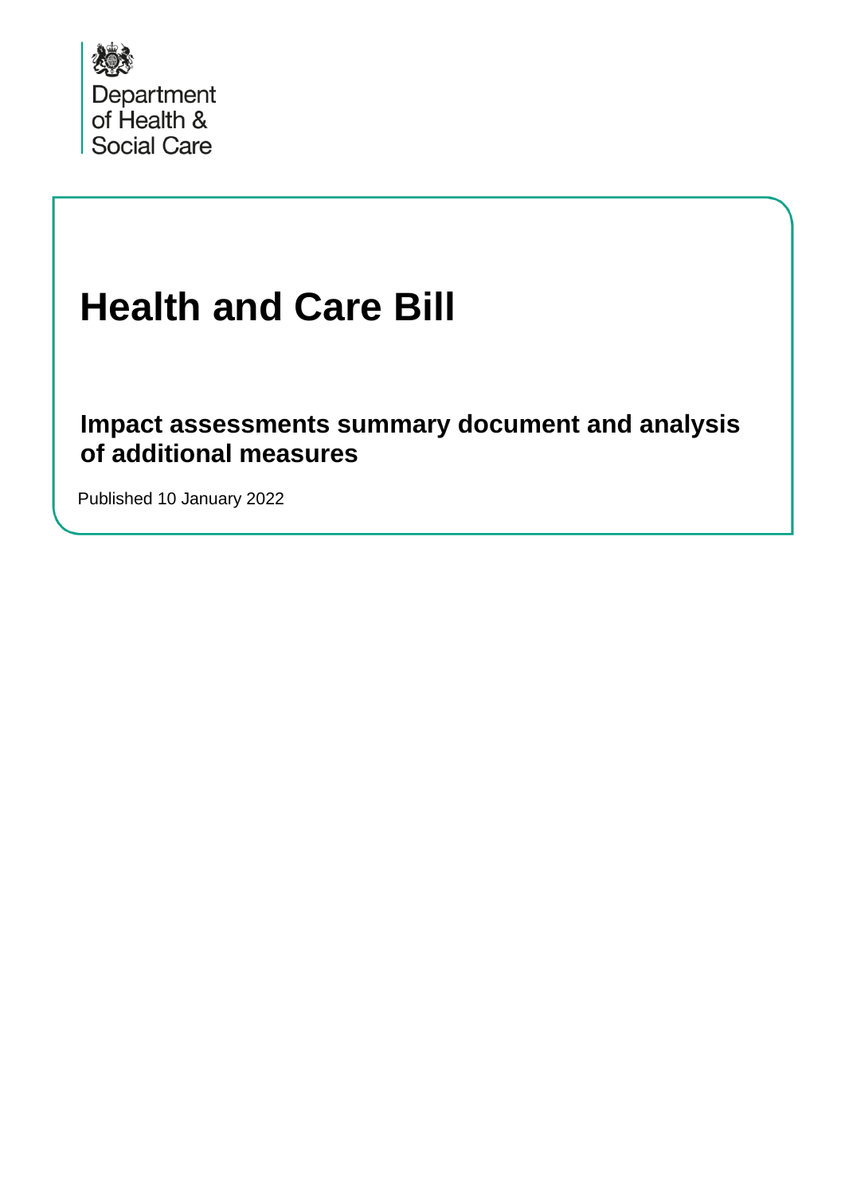Department
of Health &
Social Care

# Health and Care Bill

## Impact assessments summary document and analysis of additional measures

Published 10 January 2022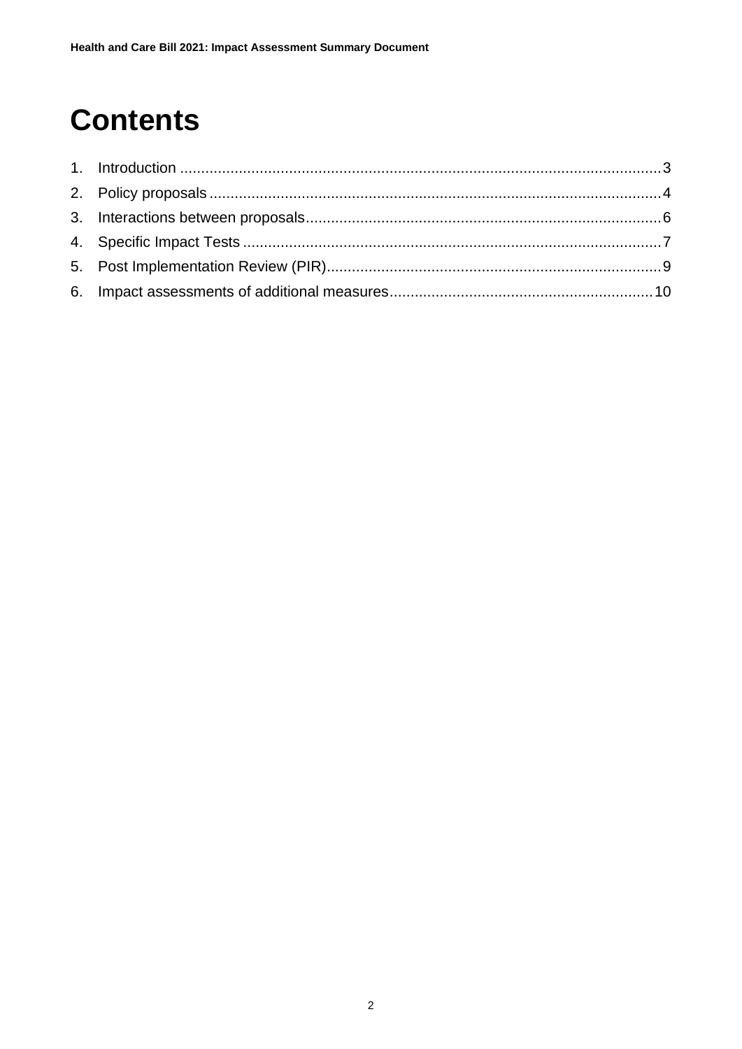# Contents

1. Introduction ..................................................................................................................3
2. Policy proposals ...........................................................................................................4
3. Interactions between proposals....................................................................................6
4. Specific Impact Tests ...................................................................................................7
5. Post Implementation Review (PIR)...............................................................................9
6. Impact assessments of additional measures..............................................................10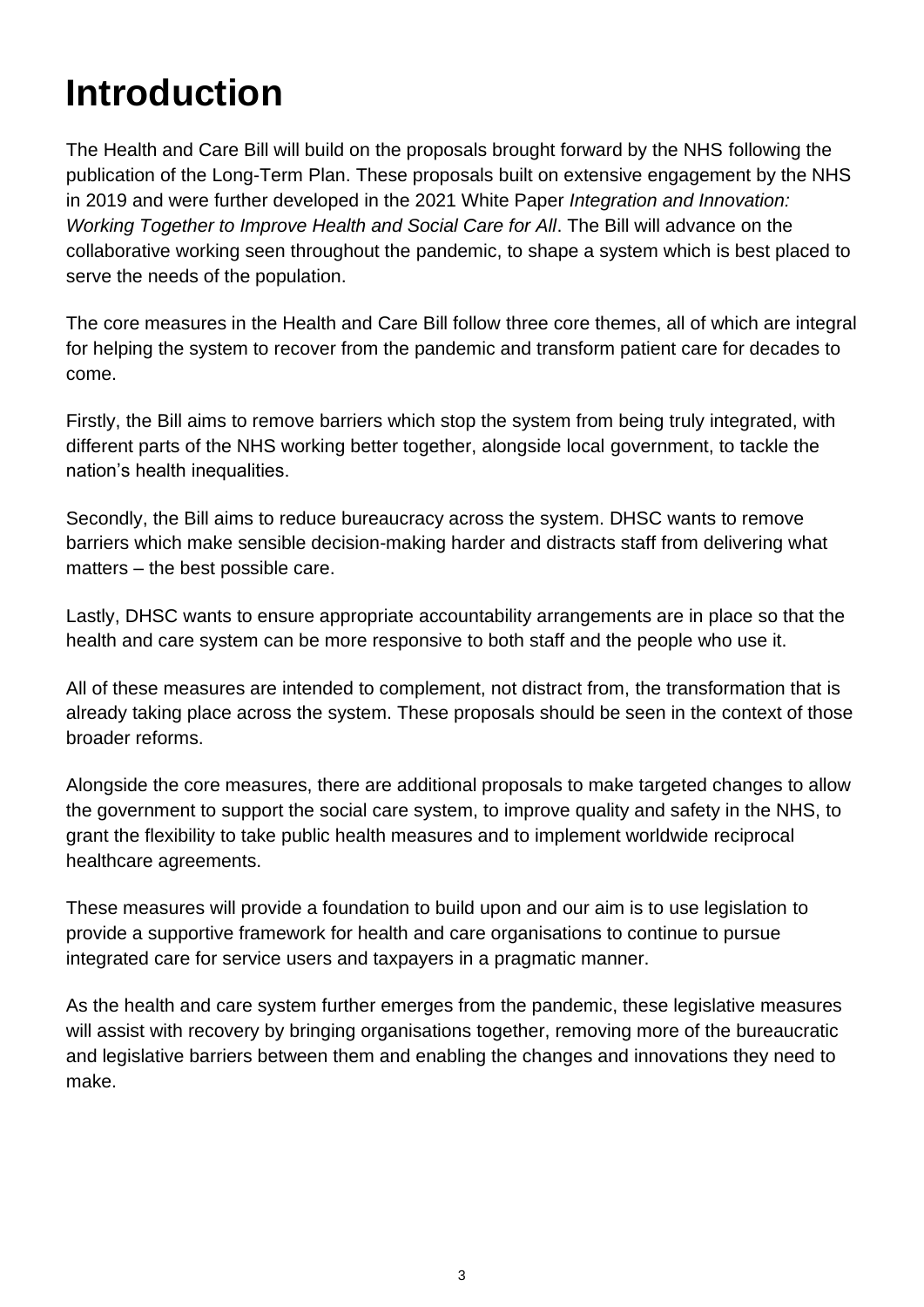# Introduction

The Health and Care Bill will build on the proposals brought forward by the NHS following the publication of the Long-Term Plan. These proposals built on extensive engagement by the NHS in 2019 and were further developed in the 2021 White Paper *Integration and Innovation: Working Together to Improve Health and Social Care for All*. The Bill will advance on the collaborative working seen throughout the pandemic, to shape a system which is best placed to serve the needs of the population.

The core measures in the Health and Care Bill follow three core themes, all of which are integral for helping the system to recover from the pandemic and transform patient care for decades to come.

Firstly, the Bill aims to remove barriers which stop the system from being truly integrated, with different parts of the NHS working better together, alongside local government, to tackle the nation's health inequalities.

Secondly, the Bill aims to reduce bureaucracy across the system. DHSC wants to remove barriers which make sensible decision-making harder and distracts staff from delivering what matters – the best possible care.

Lastly, DHSC wants to ensure appropriate accountability arrangements are in place so that the health and care system can be more responsive to both staff and the people who use it.

All of these measures are intended to complement, not distract from, the transformation that is already taking place across the system. These proposals should be seen in the context of those broader reforms.

Alongside the core measures, there are additional proposals to make targeted changes to allow the government to support the social care system, to improve quality and safety in the NHS, to grant the flexibility to take public health measures and to implement worldwide reciprocal healthcare agreements.

These measures will provide a foundation to build upon and our aim is to use legislation to provide a supportive framework for health and care organisations to continue to pursue integrated care for service users and taxpayers in a pragmatic manner.

As the health and care system further emerges from the pandemic, these legislative measures will assist with recovery by bringing organisations together, removing more of the bureaucratic and legislative barriers between them and enabling the changes and innovations they need to make.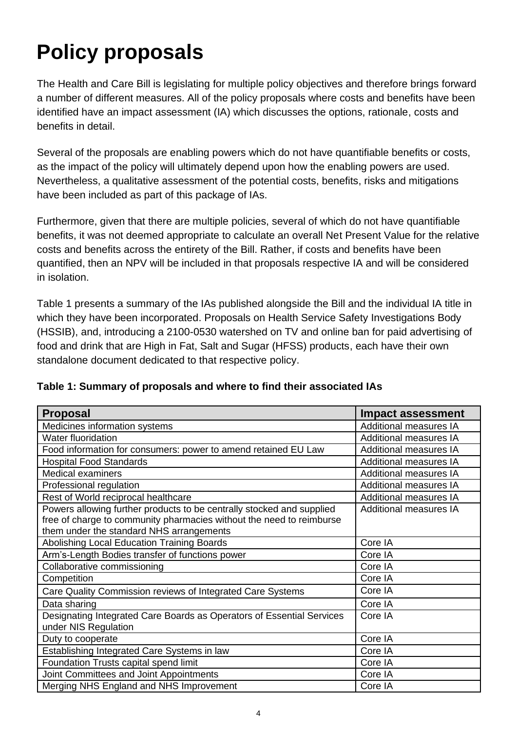# Policy proposals

The Health and Care Bill is legislating for multiple policy objectives and therefore brings forward a number of different measures. All of the policy proposals where costs and benefits have been identified have an impact assessment (IA) which discusses the options, rationale, costs and benefits in detail.

Several of the proposals are enabling powers which do not have quantifiable benefits or costs, as the impact of the policy will ultimately depend upon how the enabling powers are used. Nevertheless, a qualitative assessment of the potential costs, benefits, risks and mitigations have been included as part of this package of IAs.

Furthermore, given that there are multiple policies, several of which do not have quantifiable benefits, it was not deemed appropriate to calculate an overall Net Present Value for the relative costs and benefits across the entirety of the Bill. Rather, if costs and benefits have been quantified, then an NPV will be included in that proposals respective IA and will be considered in isolation.

Table 1 presents a summary of the IAs published alongside the Bill and the individual IA title in which they have been incorporated. Proposals on Health Service Safety Investigations Body (HSSIB), and, introducing a 2100-0530 watershed on TV and online ban for paid advertising of food and drink that are High in Fat, Salt and Sugar (HFSS) products, each have their own standalone document dedicated to that respective policy.

**Table 1: Summary of proposals and where to find their associated IAs**

| Proposal | Impact assessment |
|---|---|
| Medicines information systems | Additional measures IA |
| Water fluoridation | Additional measures IA |
| Food information for consumers: power to amend retained EU Law | Additional measures IA |
| Hospital Food Standards | Additional measures IA |
| Medical examiners | Additional measures IA |
| Professional regulation | Additional measures IA |
| Rest of World reciprocal healthcare | Additional measures IA |
| Powers allowing further products to be centrally stocked and supplied free of charge to community pharmacies without the need to reimburse them under the standard NHS arrangements | Additional measures IA |
| Abolishing Local Education Training Boards | Core IA |
| Arm's-Length Bodies transfer of functions power | Core IA |
| Collaborative commissioning | Core IA |
| Competition | Core IA |
| Care Quality Commission reviews of Integrated Care Systems | Core IA |
| Data sharing | Core IA |
| Designating Integrated Care Boards as Operators of Essential Services under NIS Regulation | Core IA |
| Duty to cooperate | Core IA |
| Establishing Integrated Care Systems in law | Core IA |
| Foundation Trusts capital spend limit | Core IA |
| Joint Committees and Joint Appointments | Core IA |
| Merging NHS England and NHS Improvement | Core IA |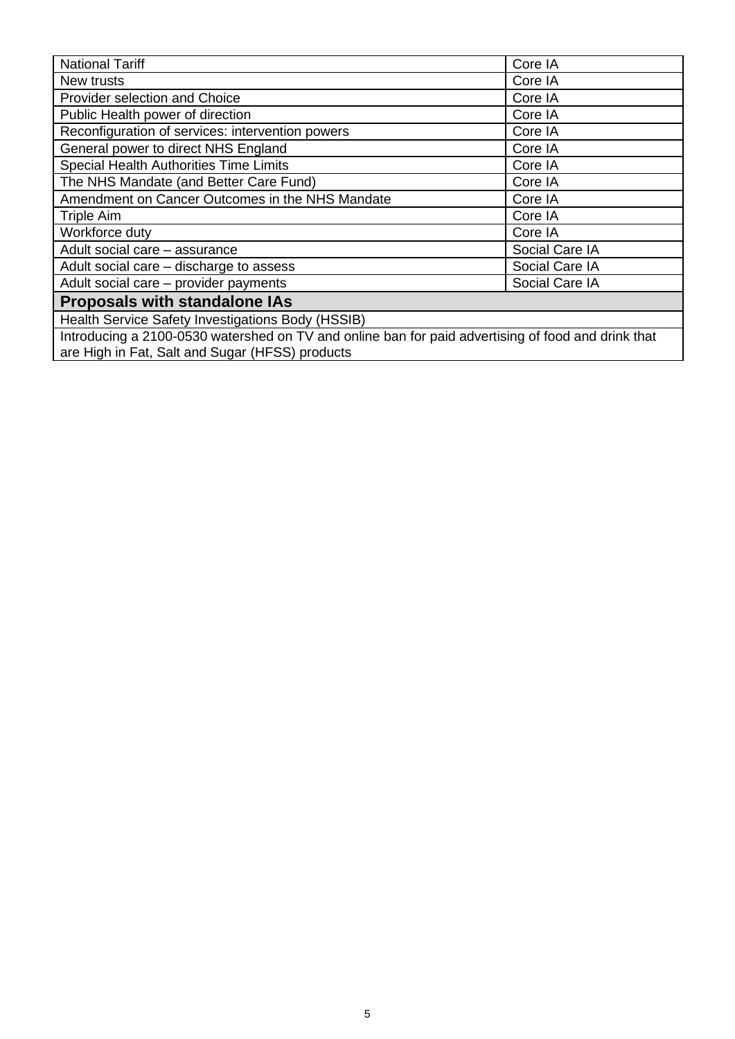| | |
|---|---|
| National Tariff | Core IA |
| New trusts | Core IA |
| Provider selection and Choice | Core IA |
| Public Health power of direction | Core IA |
| Reconfiguration of services: intervention powers | Core IA |
| General power to direct NHS England | Core IA |
| Special Health Authorities Time Limits | Core IA |
| The NHS Mandate (and Better Care Fund) | Core IA |
| Amendment on Cancer Outcomes in the NHS Mandate | Core IA |
| Triple Aim | Core IA |
| Workforce duty | Core IA |
| Adult social care – assurance | Social Care IA |
| Adult social care – discharge to assess | Social Care IA |
| Adult social care – provider payments | Social Care IA |
| **Proposals with standalone IAs** | |
| Health Service Safety Investigations Body (HSSIB) | |
| Introducing a 2100-0530 watershed on TV and online ban for paid advertising of food and drink that are High in Fat, Salt and Sugar (HFSS) products | |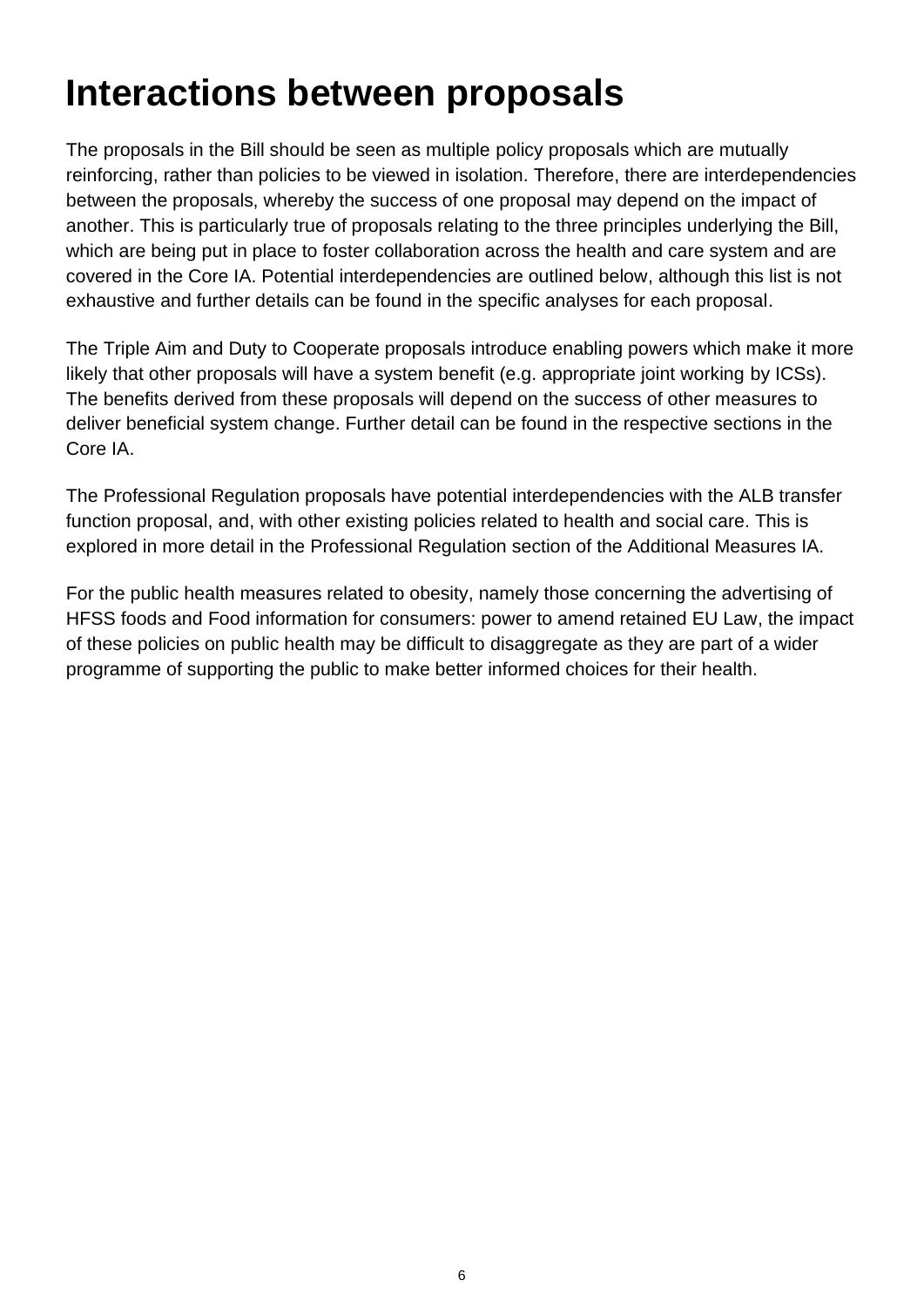# Interactions between proposals

The proposals in the Bill should be seen as multiple policy proposals which are mutually reinforcing, rather than policies to be viewed in isolation. Therefore, there are interdependencies between the proposals, whereby the success of one proposal may depend on the impact of another. This is particularly true of proposals relating to the three principles underlying the Bill, which are being put in place to foster collaboration across the health and care system and are covered in the Core IA. Potential interdependencies are outlined below, although this list is not exhaustive and further details can be found in the specific analyses for each proposal.

The Triple Aim and Duty to Cooperate proposals introduce enabling powers which make it more likely that other proposals will have a system benefit (e.g. appropriate joint working by ICSs). The benefits derived from these proposals will depend on the success of other measures to deliver beneficial system change. Further detail can be found in the respective sections in the Core IA.

The Professional Regulation proposals have potential interdependencies with the ALB transfer function proposal, and, with other existing policies related to health and social care. This is explored in more detail in the Professional Regulation section of the Additional Measures IA.

For the public health measures related to obesity, namely those concerning the advertising of HFSS foods and Food information for consumers: power to amend retained EU Law, the impact of these policies on public health may be difficult to disaggregate as they are part of a wider programme of supporting the public to make better informed choices for their health.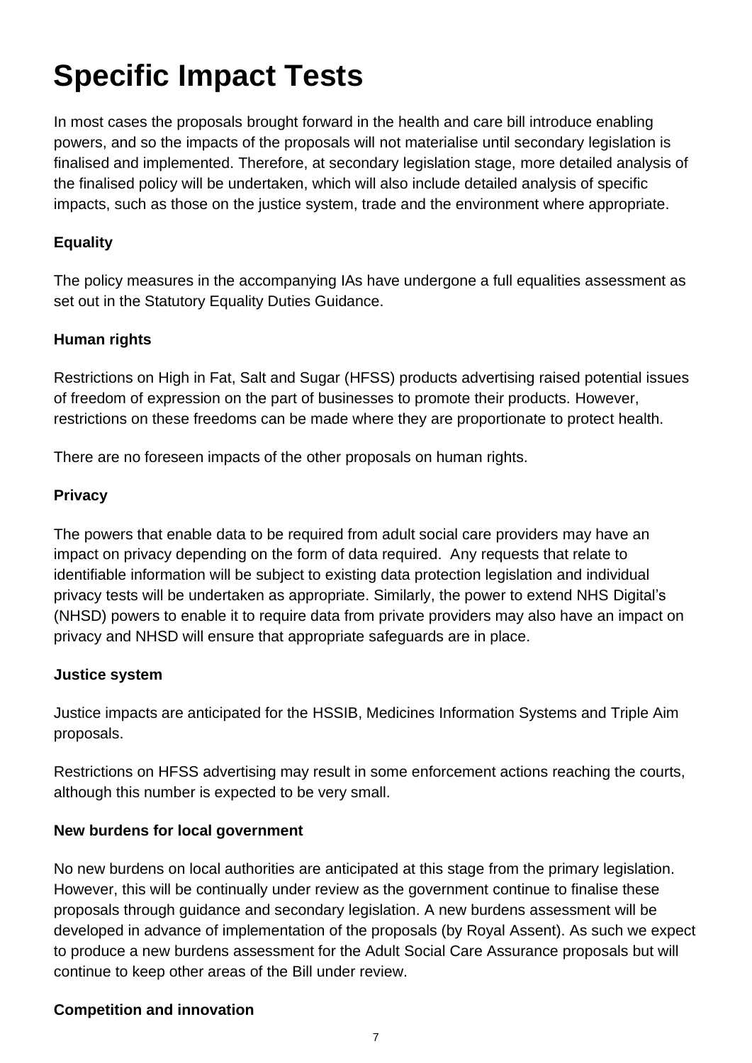# Specific Impact Tests

In most cases the proposals brought forward in the health and care bill introduce enabling powers, and so the impacts of the proposals will not materialise until secondary legislation is finalised and implemented. Therefore, at secondary legislation stage, more detailed analysis of the finalised policy will be undertaken, which will also include detailed analysis of specific impacts, such as those on the justice system, trade and the environment where appropriate.

**Equality**

The policy measures in the accompanying IAs have undergone a full equalities assessment as set out in the Statutory Equality Duties Guidance.

**Human rights**

Restrictions on High in Fat, Salt and Sugar (HFSS) products advertising raised potential issues of freedom of expression on the part of businesses to promote their products. However, restrictions on these freedoms can be made where they are proportionate to protect health.

There are no foreseen impacts of the other proposals on human rights.

**Privacy**

The powers that enable data to be required from adult social care providers may have an impact on privacy depending on the form of data required. Any requests that relate to identifiable information will be subject to existing data protection legislation and individual privacy tests will be undertaken as appropriate. Similarly, the power to extend NHS Digital's (NHSD) powers to enable it to require data from private providers may also have an impact on privacy and NHSD will ensure that appropriate safeguards are in place.

**Justice system**

Justice impacts are anticipated for the HSSIB, Medicines Information Systems and Triple Aim proposals.

Restrictions on HFSS advertising may result in some enforcement actions reaching the courts, although this number is expected to be very small.

**New burdens for local government**

No new burdens on local authorities are anticipated at this stage from the primary legislation. However, this will be continually under review as the government continue to finalise these proposals through guidance and secondary legislation. A new burdens assessment will be developed in advance of implementation of the proposals (by Royal Assent). As such we expect to produce a new burdens assessment for the Adult Social Care Assurance proposals but will continue to keep other areas of the Bill under review.

**Competition and innovation**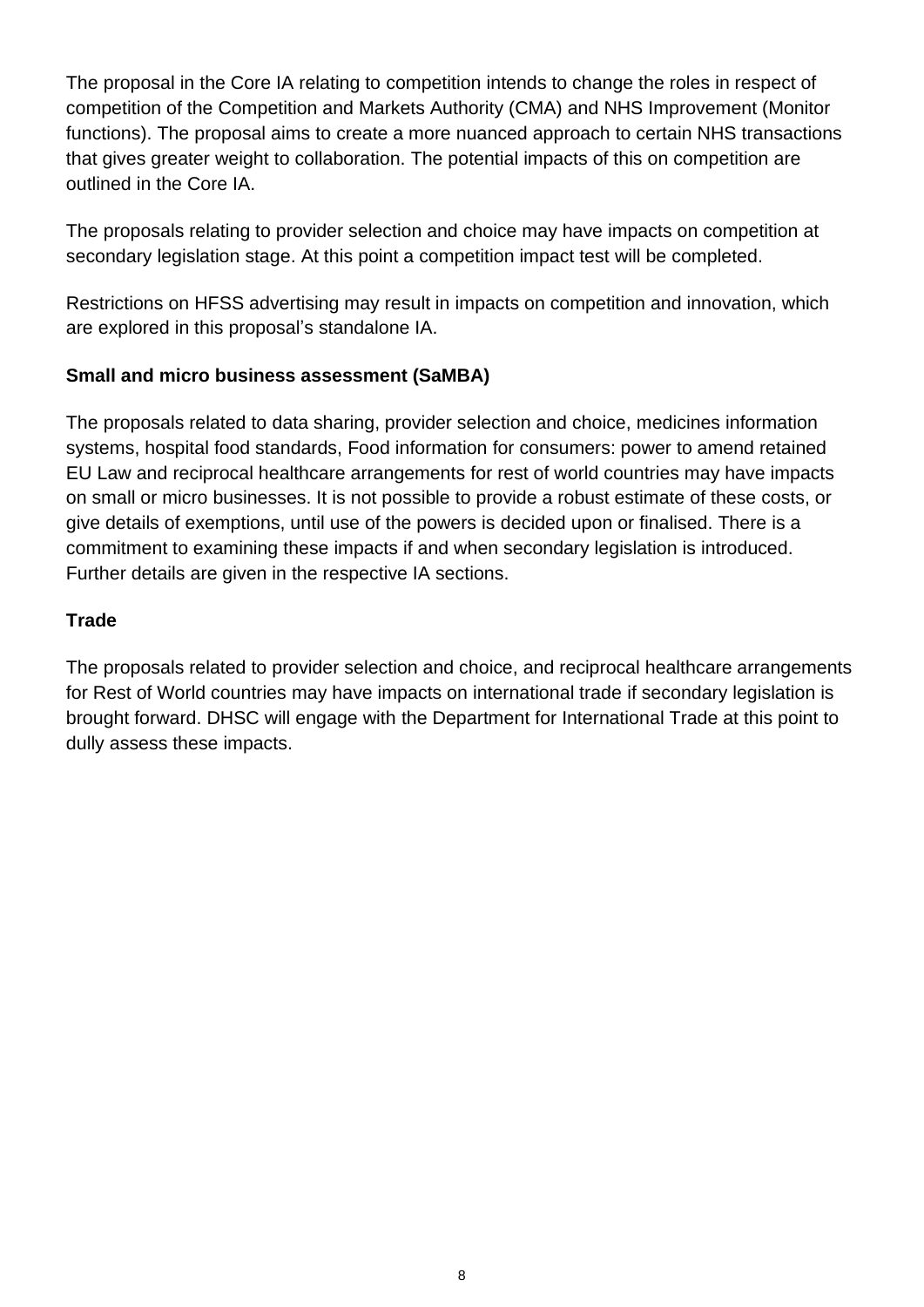The proposal in the Core IA relating to competition intends to change the roles in respect of competition of the Competition and Markets Authority (CMA) and NHS Improvement (Monitor functions). The proposal aims to create a more nuanced approach to certain NHS transactions that gives greater weight to collaboration. The potential impacts of this on competition are outlined in the Core IA.

The proposals relating to provider selection and choice may have impacts on competition at secondary legislation stage. At this point a competition impact test will be completed.

Restrictions on HFSS advertising may result in impacts on competition and innovation, which are explored in this proposal's standalone IA.

**Small and micro business assessment (SaMBA)**

The proposals related to data sharing, provider selection and choice, medicines information systems, hospital food standards, Food information for consumers: power to amend retained EU Law and reciprocal healthcare arrangements for rest of world countries may have impacts on small or micro businesses. It is not possible to provide a robust estimate of these costs, or give details of exemptions, until use of the powers is decided upon or finalised. There is a commitment to examining these impacts if and when secondary legislation is introduced. Further details are given in the respective IA sections.

**Trade**

The proposals related to provider selection and choice, and reciprocal healthcare arrangements for Rest of World countries may have impacts on international trade if secondary legislation is brought forward. DHSC will engage with the Department for International Trade at this point to dully assess these impacts.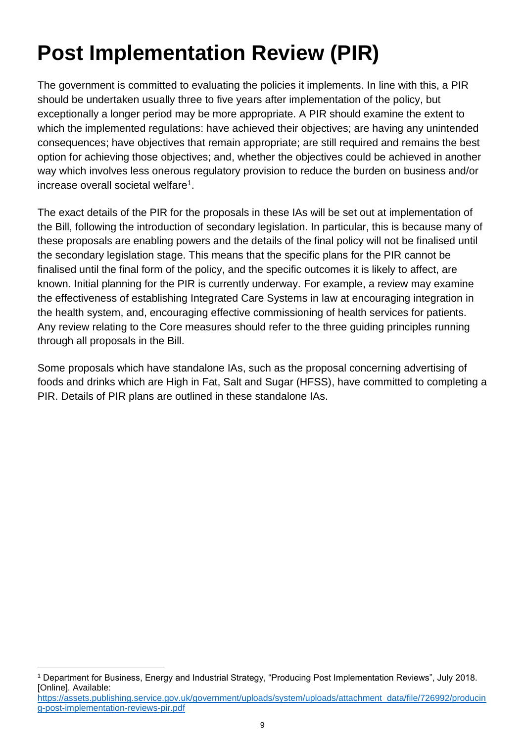# Post Implementation Review (PIR)

The government is committed to evaluating the policies it implements. In line with this, a PIR should be undertaken usually three to five years after implementation of the policy, but exceptionally a longer period may be more appropriate. A PIR should examine the extent to which the implemented regulations: have achieved their objectives; are having any unintended consequences; have objectives that remain appropriate; are still required and remains the best option for achieving those objectives; and, whether the objectives could be achieved in another way which involves less onerous regulatory provision to reduce the burden on business and/or increase overall societal welfare[1].

The exact details of the PIR for the proposals in these IAs will be set out at implementation of the Bill, following the introduction of secondary legislation. In particular, this is because many of these proposals are enabling powers and the details of the final policy will not be finalised until the secondary legislation stage. This means that the specific plans for the PIR cannot be finalised until the final form of the policy, and the specific outcomes it is likely to affect, are known. Initial planning for the PIR is currently underway. For example, a review may examine the effectiveness of establishing Integrated Care Systems in law at encouraging integration in the health system, and, encouraging effective commissioning of health services for patients. Any review relating to the Core measures should refer to the three guiding principles running through all proposals in the Bill.

Some proposals which have standalone IAs, such as the proposal concerning advertising of foods and drinks which are High in Fat, Salt and Sugar (HFSS), have committed to completing a PIR. Details of PIR plans are outlined in these standalone IAs.

[1] Department for Business, Energy and Industrial Strategy, "Producing Post Implementation Reviews", July 2018. [Online]. Available: https://assets.publishing.service.gov.uk/government/uploads/system/uploads/attachment_data/file/726992/producing-post-implementation-reviews-pir.pdf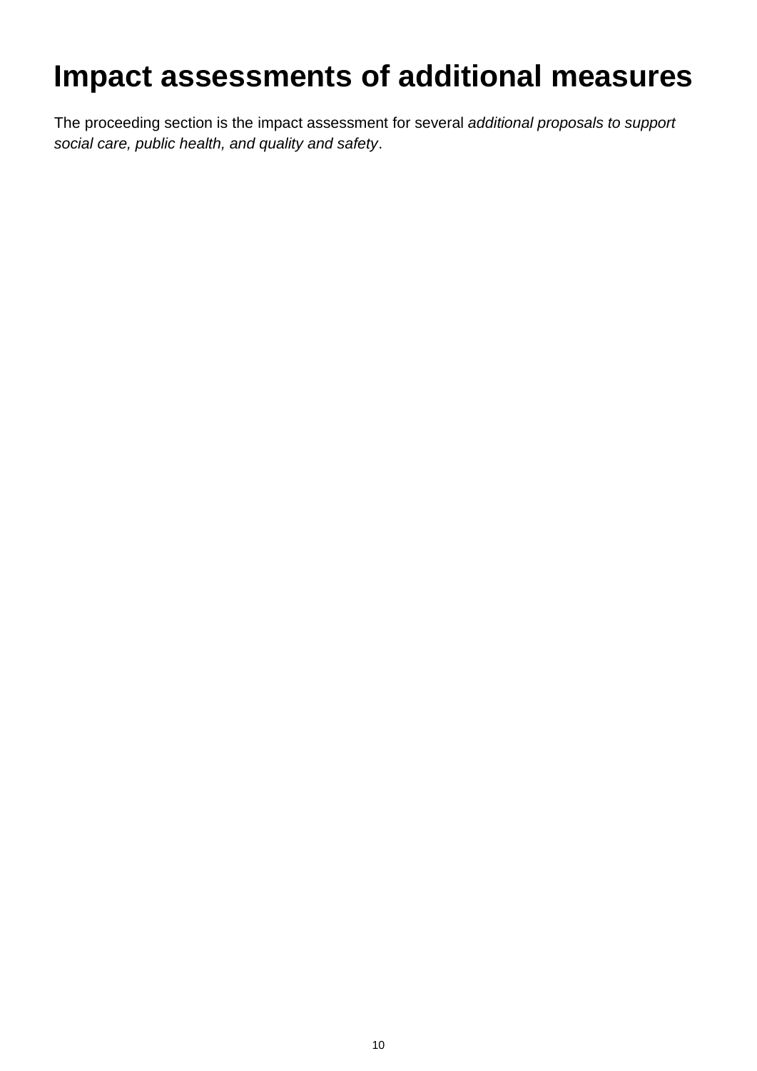# Impact assessments of additional measures

The proceeding section is the impact assessment for several *additional proposals to support social care, public health, and quality and safety*.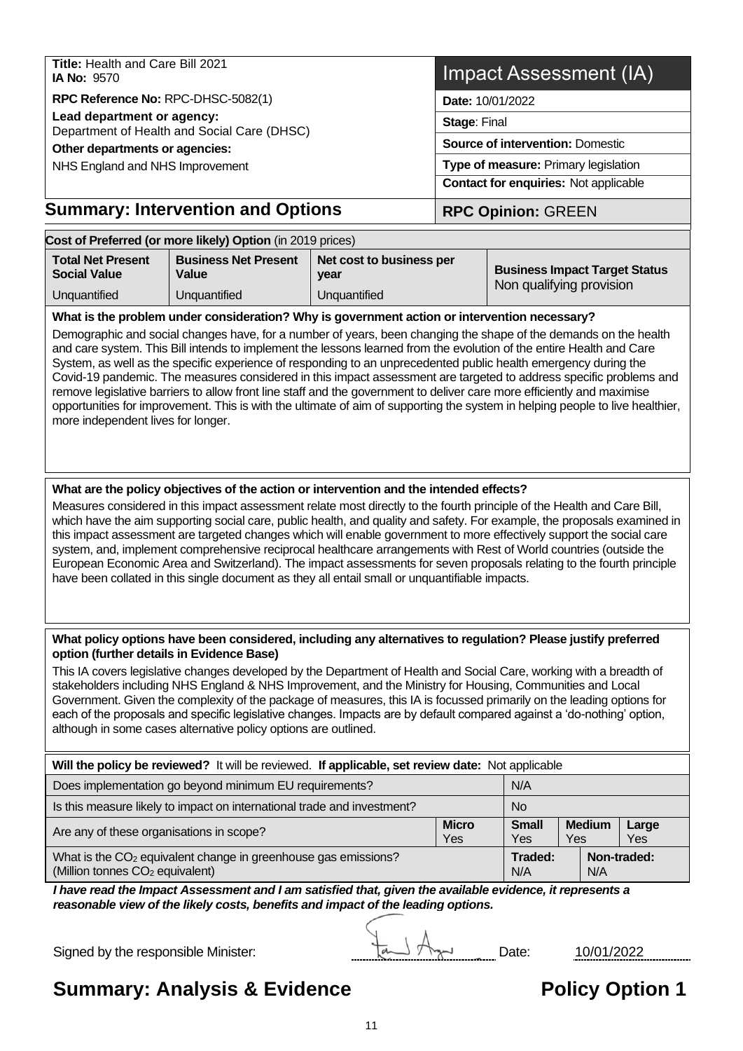**Title:** Health and Care Bill 2021
**IA No:** 9570

**RPC Reference No:** RPC-DHSC-5082(1)

**Lead department or agency:**
Department of Health and Social Care (DHSC)

**Other departments or agencies:**
NHS England and NHS Improvement

# Impact Assessment (IA)

**Date:** 10/01/2022

**Stage**: Final

**Source of intervention:** Domestic

**Type of measure:** Primary legislation

**Contact for enquiries:** Not applicable

## Summary: Intervention and Options

**RPC Opinion:** GREEN

**Cost of Preferred (or more likely) Option** (in 2019 prices)

| Total Net Present Social Value | Business Net Present Value | Net cost to business per year | Business Impact Target Status |
|---|---|---|---|
| Unquantified | Unquantified | Unquantified | Non qualifying provision |

**What is the problem under consideration? Why is government action or intervention necessary?**

Demographic and social changes have, for a number of years, been changing the shape of the demands on the health and care system. This Bill intends to implement the lessons learned from the evolution of the entire Health and Care System, as well as the specific experience of responding to an unprecedented public health emergency during the Covid-19 pandemic. The measures considered in this impact assessment are targeted to address specific problems and remove legislative barriers to allow front line staff and the government to deliver care more efficiently and maximise opportunities for improvement. This is with the ultimate of aim of supporting the system in helping people to live healthier, more independent lives for longer.

**What are the policy objectives of the action or intervention and the intended effects?**

Measures considered in this impact assessment relate most directly to the fourth principle of the Health and Care Bill, which have the aim supporting social care, public health, and quality and safety. For example, the proposals examined in this impact assessment are targeted changes which will enable government to more effectively support the social care system, and, implement comprehensive reciprocal healthcare arrangements with Rest of World countries (outside the European Economic Area and Switzerland). The impact assessments for seven proposals relating to the fourth principle have been collated in this single document as they all entail small or unquantifiable impacts.

**What policy options have been considered, including any alternatives to regulation? Please justify preferred option (further details in Evidence Base)**

This IA covers legislative changes developed by the Department of Health and Social Care, working with a breadth of stakeholders including NHS England & NHS Improvement, and the Ministry for Housing, Communities and Local Government. Given the complexity of the package of measures, this IA is focussed primarily on the leading options for each of the proposals and specific legislative changes. Impacts are by default compared against a 'do-nothing' option, although in some cases alternative policy options are outlined.

**Will the policy be reviewed?** It will be reviewed. **If applicable, set review date:** Not applicable

| | | | | |
|---|---|---|---|---|
| Does implementation go beyond minimum EU requirements? | N/A | | | |
| Is this measure likely to impact on international trade and investment? | No | | | |
| Are any of these organisations in scope? | **Micro** Yes | **Small** Yes | **Medium** Yes | **Large** Yes |
| What is the $CO_2$ equivalent change in greenhouse gas emissions? (Million tonnes $CO_2$ equivalent) | **Traded:** N/A | **Non-traded:** N/A | | |

***I have read the Impact Assessment and I am satisfied that, given the available evidence, it represents a reasonable view of the likely costs, benefits and impact of the leading options.***

Signed by the responsible Minister: [signature] Date: 10/01/2022

## Summary: Analysis & Evidence — Policy Option 1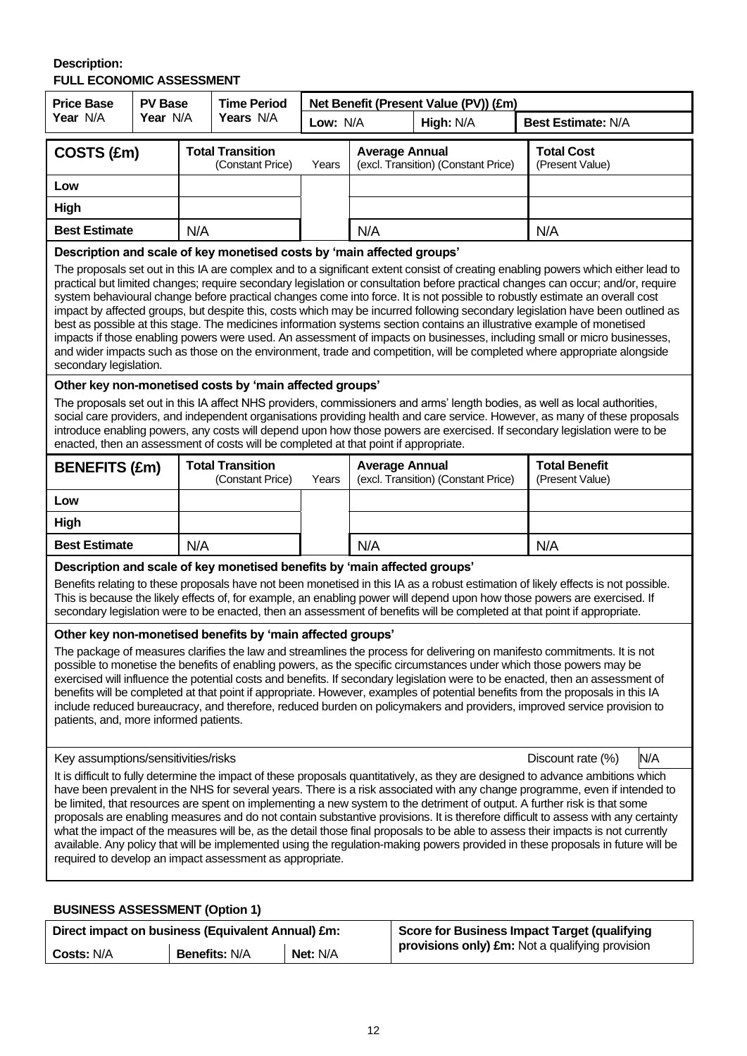**Description:**

**FULL ECONOMIC ASSESSMENT**

| Price Base Year N/A | PV Base Year N/A | Time Period Years N/A | Net Benefit (Present Value (PV)) (£m) | | |
|---|---|---|---|---|---|
| | | | Low: N/A | High: N/A | Best Estimate: N/A |

| COSTS (£m) | Total Transition (Constant Price) | Years | Average Annual (excl. Transition) (Constant Price) | Total Cost (Present Value) |
|---|---|---|---|---|
| Low | | | | |
| High | | | | |
| Best Estimate | N/A | | N/A | N/A |

**Description and scale of key monetised costs by 'main affected groups'**

The proposals set out in this IA are complex and to a significant extent consist of creating enabling powers which either lead to practical but limited changes; require secondary legislation or consultation before practical changes can occur; and/or, require system behavioural change before practical changes come into force. It is not possible to robustly estimate an overall cost impact by affected groups, but despite this, costs which may be incurred following secondary legislation have been outlined as best as possible at this stage. The medicines information systems section contains an illustrative example of monetised impacts if those enabling powers were used. An assessment of impacts on businesses, including small or micro businesses, and wider impacts such as those on the environment, trade and competition, will be completed where appropriate alongside secondary legislation.

**Other key non-monetised costs by 'main affected groups'**

The proposals set out in this IA affect NHS providers, commissioners and arms' length bodies, as well as local authorities, social care providers, and independent organisations providing health and care service. However, as many of these proposals introduce enabling powers, any costs will depend upon how those powers are exercised. If secondary legislation were to be enacted, then an assessment of costs will be completed at that point if appropriate.

| BENEFITS (£m) | Total Transition (Constant Price) | Years | Average Annual (excl. Transition) (Constant Price) | Total Benefit (Present Value) |
|---|---|---|---|---|
| Low | | | | |
| High | | | | |
| Best Estimate | N/A | | N/A | N/A |

**Description and scale of key monetised benefits by 'main affected groups'**

Benefits relating to these proposals have not been monetised in this IA as a robust estimation of likely effects is not possible. This is because the likely effects of, for example, an enabling power will depend upon how those powers are exercised. If secondary legislation were to be enacted, then an assessment of benefits will be completed at that point if appropriate.

**Other key non-monetised benefits by 'main affected groups'**

The package of measures clarifies the law and streamlines the process for delivering on manifesto commitments. It is not possible to monetise the benefits of enabling powers, as the specific circumstances under which those powers may be exercised will influence the potential costs and benefits. If secondary legislation were to be enacted, then an assessment of benefits will be completed at that point if appropriate. However, examples of potential benefits from the proposals in this IA include reduced bureaucracy, and therefore, reduced burden on policymakers and providers, improved service provision to patients, and, more informed patients.

Key assumptions/sensitivities/risks — Discount rate (%): N/A

It is difficult to fully determine the impact of these proposals quantitatively, as they are designed to advance ambitions which have been prevalent in the NHS for several years. There is a risk associated with any change programme, even if intended to be limited, that resources are spent on implementing a new system to the detriment of output. A further risk is that some proposals are enabling measures and do not contain substantive provisions. It is therefore difficult to assess with any certainty what the impact of the measures will be, as the detail those final proposals to be able to assess their impacts is not currently available. Any policy that will be implemented using the regulation-making powers provided in these proposals in future will be required to develop an impact assessment as appropriate.

**BUSINESS ASSESSMENT (Option 1)**

| Direct impact on business (Equivalent Annual) £m: | | | Score for Business Impact Target (qualifying provisions only) £m: Not a qualifying provision |
|---|---|---|---|
| Costs: N/A | Benefits: N/A | Net: N/A | |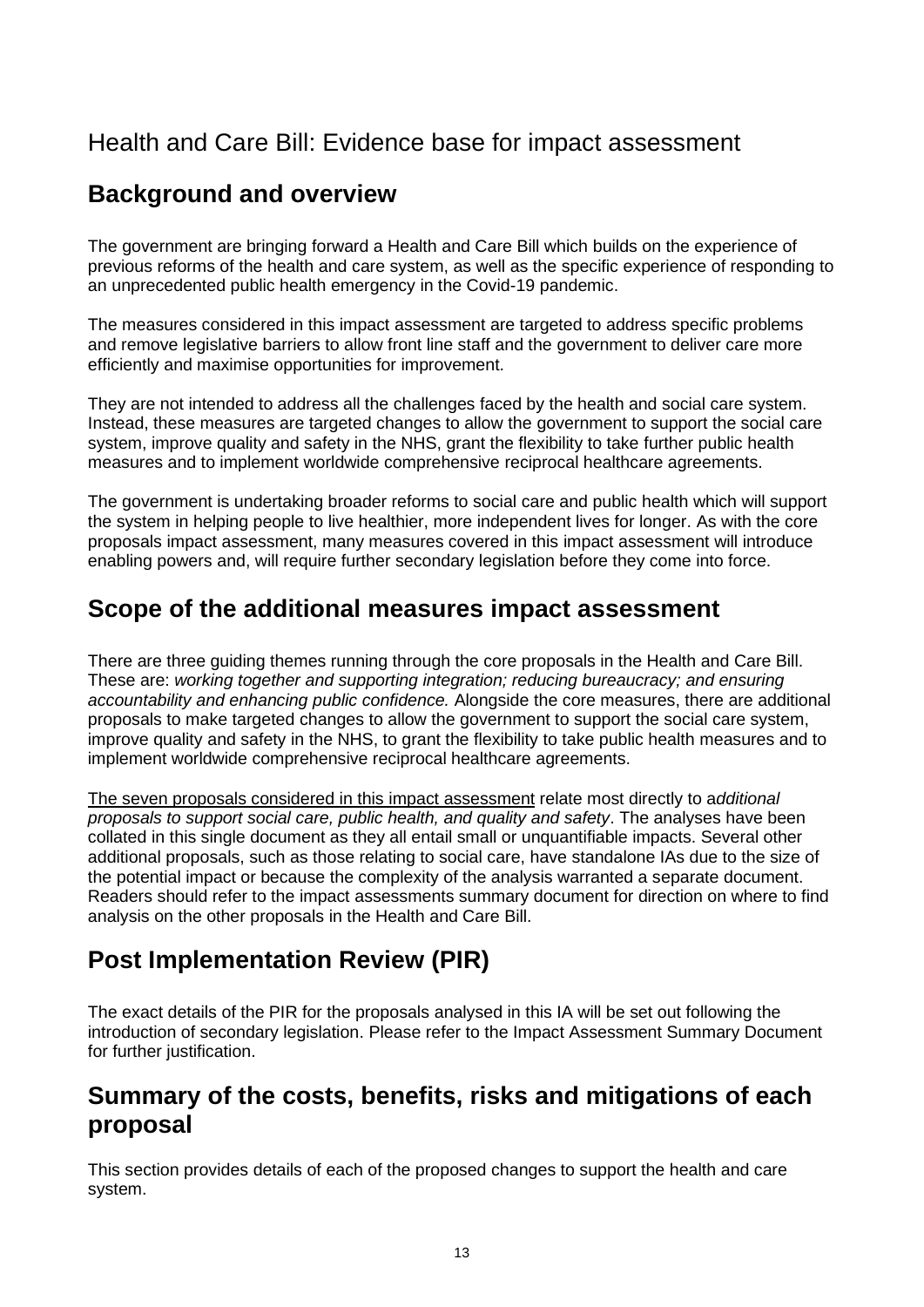# Health and Care Bill: Evidence base for impact assessment

## Background and overview

The government are bringing forward a Health and Care Bill which builds on the experience of previous reforms of the health and care system, as well as the specific experience of responding to an unprecedented public health emergency in the Covid-19 pandemic.

The measures considered in this impact assessment are targeted to address specific problems and remove legislative barriers to allow front line staff and the government to deliver care more efficiently and maximise opportunities for improvement.

They are not intended to address all the challenges faced by the health and social care system. Instead, these measures are targeted changes to allow the government to support the social care system, improve quality and safety in the NHS, grant the flexibility to take further public health measures and to implement worldwide comprehensive reciprocal healthcare agreements.

The government is undertaking broader reforms to social care and public health which will support the system in helping people to live healthier, more independent lives for longer. As with the core proposals impact assessment, many measures covered in this impact assessment will introduce enabling powers and, will require further secondary legislation before they come into force.

## Scope of the additional measures impact assessment

There are three guiding themes running through the core proposals in the Health and Care Bill. These are: *working together and supporting integration; reducing bureaucracy; and ensuring accountability and enhancing public confidence.* Alongside the core measures, there are additional proposals to make targeted changes to allow the government to support the social care system, improve quality and safety in the NHS, to grant the flexibility to take public health measures and to implement worldwide comprehensive reciprocal healthcare agreements.

The seven proposals considered in this impact assessment relate most directly to a*dditional proposals to support social care, public health, and quality and safety*. The analyses have been collated in this single document as they all entail small or unquantifiable impacts. Several other additional proposals, such as those relating to social care, have standalone IAs due to the size of the potential impact or because the complexity of the analysis warranted a separate document. Readers should refer to the impact assessments summary document for direction on where to find analysis on the other proposals in the Health and Care Bill.

## Post Implementation Review (PIR)

The exact details of the PIR for the proposals analysed in this IA will be set out following the introduction of secondary legislation. Please refer to the Impact Assessment Summary Document for further justification.

## Summary of the costs, benefits, risks and mitigations of each proposal

This section provides details of each of the proposed changes to support the health and care system.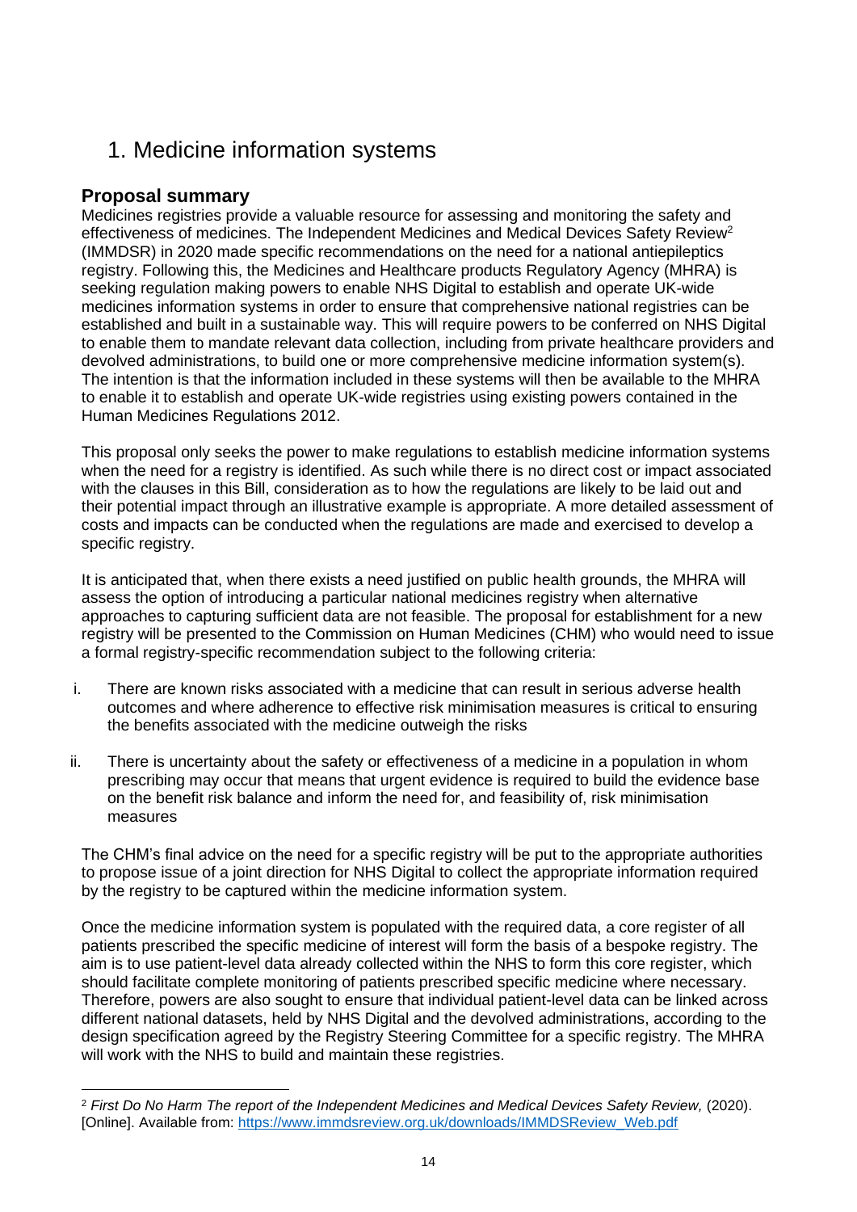# 1. Medicine information systems

## Proposal summary

Medicines registries provide a valuable resource for assessing and monitoring the safety and effectiveness of medicines. The Independent Medicines and Medical Devices Safety Review[2] (IMMDSR) in 2020 made specific recommendations on the need for a national antiepileptics registry. Following this, the Medicines and Healthcare products Regulatory Agency (MHRA) is seeking regulation making powers to enable NHS Digital to establish and operate UK-wide medicines information systems in order to ensure that comprehensive national registries can be established and built in a sustainable way. This will require powers to be conferred on NHS Digital to enable them to mandate relevant data collection, including from private healthcare providers and devolved administrations, to build one or more comprehensive medicine information system(s). The intention is that the information included in these systems will then be available to the MHRA to enable it to establish and operate UK-wide registries using existing powers contained in the Human Medicines Regulations 2012.

This proposal only seeks the power to make regulations to establish medicine information systems when the need for a registry is identified. As such while there is no direct cost or impact associated with the clauses in this Bill, consideration as to how the regulations are likely to be laid out and their potential impact through an illustrative example is appropriate. A more detailed assessment of costs and impacts can be conducted when the regulations are made and exercised to develop a specific registry.

It is anticipated that, when there exists a need justified on public health grounds, the MHRA will assess the option of introducing a particular national medicines registry when alternative approaches to capturing sufficient data are not feasible. The proposal for establishment for a new registry will be presented to the Commission on Human Medicines (CHM) who would need to issue a formal registry-specific recommendation subject to the following criteria:

i. There are known risks associated with a medicine that can result in serious adverse health outcomes and where adherence to effective risk minimisation measures is critical to ensuring the benefits associated with the medicine outweigh the risks

ii. There is uncertainty about the safety or effectiveness of a medicine in a population in whom prescribing may occur that means that urgent evidence is required to build the evidence base on the benefit risk balance and inform the need for, and feasibility of, risk minimisation measures

The CHM's final advice on the need for a specific registry will be put to the appropriate authorities to propose issue of a joint direction for NHS Digital to collect the appropriate information required by the registry to be captured within the medicine information system.

Once the medicine information system is populated with the required data, a core register of all patients prescribed the specific medicine of interest will form the basis of a bespoke registry. The aim is to use patient-level data already collected within the NHS to form this core register, which should facilitate complete monitoring of patients prescribed specific medicine where necessary. Therefore, powers are also sought to ensure that individual patient-level data can be linked across different national datasets, held by NHS Digital and the devolved administrations, according to the design specification agreed by the Registry Steering Committee for a specific registry. The MHRA will work with the NHS to build and maintain these registries.

---

[2] *First Do No Harm The report of the Independent Medicines and Medical Devices Safety Review,* (2020). [Online]. Available from: https://www.immdsreview.org.uk/downloads/IMMDSReview_Web.pdf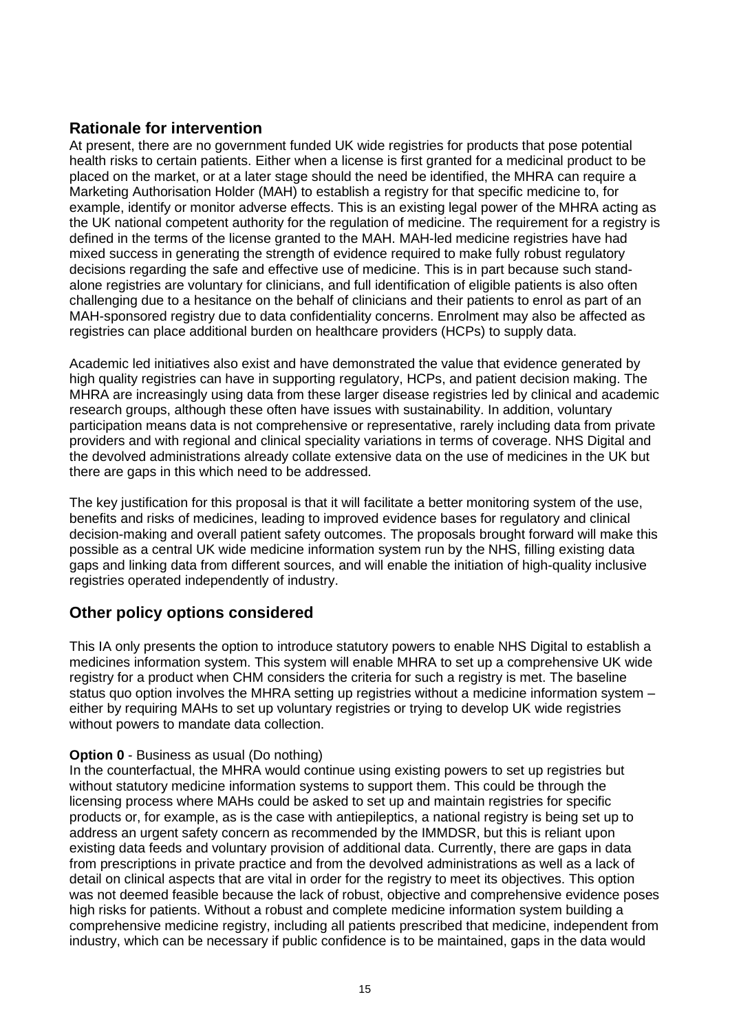## Rationale for intervention

At present, there are no government funded UK wide registries for products that pose potential health risks to certain patients. Either when a license is first granted for a medicinal product to be placed on the market, or at a later stage should the need be identified, the MHRA can require a Marketing Authorisation Holder (MAH) to establish a registry for that specific medicine to, for example, identify or monitor adverse effects. This is an existing legal power of the MHRA acting as the UK national competent authority for the regulation of medicine. The requirement for a registry is defined in the terms of the license granted to the MAH. MAH-led medicine registries have had mixed success in generating the strength of evidence required to make fully robust regulatory decisions regarding the safe and effective use of medicine. This is in part because such stand-alone registries are voluntary for clinicians, and full identification of eligible patients is also often challenging due to a hesitance on the behalf of clinicians and their patients to enrol as part of an MAH-sponsored registry due to data confidentiality concerns. Enrolment may also be affected as registries can place additional burden on healthcare providers (HCPs) to supply data.

Academic led initiatives also exist and have demonstrated the value that evidence generated by high quality registries can have in supporting regulatory, HCPs, and patient decision making. The MHRA are increasingly using data from these larger disease registries led by clinical and academic research groups, although these often have issues with sustainability. In addition, voluntary participation means data is not comprehensive or representative, rarely including data from private providers and with regional and clinical speciality variations in terms of coverage. NHS Digital and the devolved administrations already collate extensive data on the use of medicines in the UK but there are gaps in this which need to be addressed.

The key justification for this proposal is that it will facilitate a better monitoring system of the use, benefits and risks of medicines, leading to improved evidence bases for regulatory and clinical decision-making and overall patient safety outcomes. The proposals brought forward will make this possible as a central UK wide medicine information system run by the NHS, filling existing data gaps and linking data from different sources, and will enable the initiation of high-quality inclusive registries operated independently of industry.

## Other policy options considered

This IA only presents the option to introduce statutory powers to enable NHS Digital to establish a medicines information system. This system will enable MHRA to set up a comprehensive UK wide registry for a product when CHM considers the criteria for such a registry is met. The baseline status quo option involves the MHRA setting up registries without a medicine information system – either by requiring MAHs to set up voluntary registries or trying to develop UK wide registries without powers to mandate data collection.

**Option 0** - Business as usual (Do nothing)
In the counterfactual, the MHRA would continue using existing powers to set up registries but without statutory medicine information systems to support them. This could be through the licensing process where MAHs could be asked to set up and maintain registries for specific products or, for example, as is the case with antiepileptics, a national registry is being set up to address an urgent safety concern as recommended by the IMMDSR, but this is reliant upon existing data feeds and voluntary provision of additional data. Currently, there are gaps in data from prescriptions in private practice and from the devolved administrations as well as a lack of detail on clinical aspects that are vital in order for the registry to meet its objectives. This option was not deemed feasible because the lack of robust, objective and comprehensive evidence poses high risks for patients. Without a robust and complete medicine information system building a comprehensive medicine registry, including all patients prescribed that medicine, independent from industry, which can be necessary if public confidence is to be maintained, gaps in the data would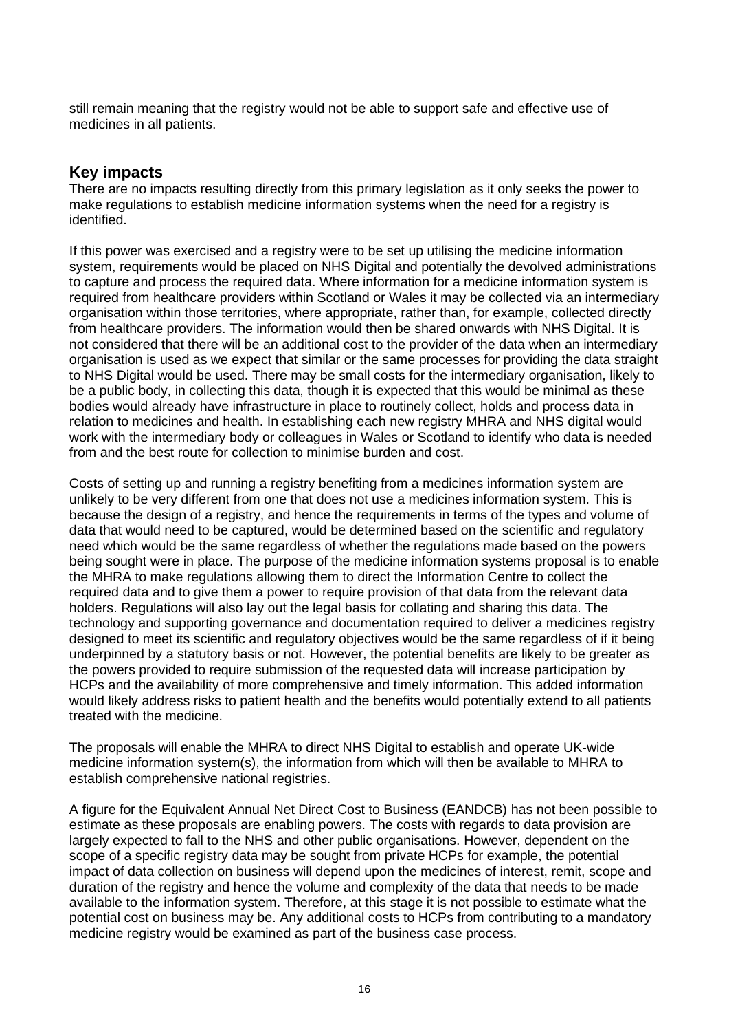still remain meaning that the registry would not be able to support safe and effective use of medicines in all patients.

## Key impacts

There are no impacts resulting directly from this primary legislation as it only seeks the power to make regulations to establish medicine information systems when the need for a registry is identified.

If this power was exercised and a registry were to be set up utilising the medicine information system, requirements would be placed on NHS Digital and potentially the devolved administrations to capture and process the required data. Where information for a medicine information system is required from healthcare providers within Scotland or Wales it may be collected via an intermediary organisation within those territories, where appropriate, rather than, for example, collected directly from healthcare providers. The information would then be shared onwards with NHS Digital. It is not considered that there will be an additional cost to the provider of the data when an intermediary organisation is used as we expect that similar or the same processes for providing the data straight to NHS Digital would be used. There may be small costs for the intermediary organisation, likely to be a public body, in collecting this data, though it is expected that this would be minimal as these bodies would already have infrastructure in place to routinely collect, holds and process data in relation to medicines and health. In establishing each new registry MHRA and NHS digital would work with the intermediary body or colleagues in Wales or Scotland to identify who data is needed from and the best route for collection to minimise burden and cost.

Costs of setting up and running a registry benefiting from a medicines information system are unlikely to be very different from one that does not use a medicines information system. This is because the design of a registry, and hence the requirements in terms of the types and volume of data that would need to be captured, would be determined based on the scientific and regulatory need which would be the same regardless of whether the regulations made based on the powers being sought were in place. The purpose of the medicine information systems proposal is to enable the MHRA to make regulations allowing them to direct the Information Centre to collect the required data and to give them a power to require provision of that data from the relevant data holders. Regulations will also lay out the legal basis for collating and sharing this data. The technology and supporting governance and documentation required to deliver a medicines registry designed to meet its scientific and regulatory objectives would be the same regardless of if it being underpinned by a statutory basis or not. However, the potential benefits are likely to be greater as the powers provided to require submission of the requested data will increase participation by HCPs and the availability of more comprehensive and timely information. This added information would likely address risks to patient health and the benefits would potentially extend to all patients treated with the medicine.

The proposals will enable the MHRA to direct NHS Digital to establish and operate UK-wide medicine information system(s), the information from which will then be available to MHRA to establish comprehensive national registries.

A figure for the Equivalent Annual Net Direct Cost to Business (EANDCB) has not been possible to estimate as these proposals are enabling powers. The costs with regards to data provision are largely expected to fall to the NHS and other public organisations. However, dependent on the scope of a specific registry data may be sought from private HCPs for example, the potential impact of data collection on business will depend upon the medicines of interest, remit, scope and duration of the registry and hence the volume and complexity of the data that needs to be made available to the information system. Therefore, at this stage it is not possible to estimate what the potential cost on business may be. Any additional costs to HCPs from contributing to a mandatory medicine registry would be examined as part of the business case process.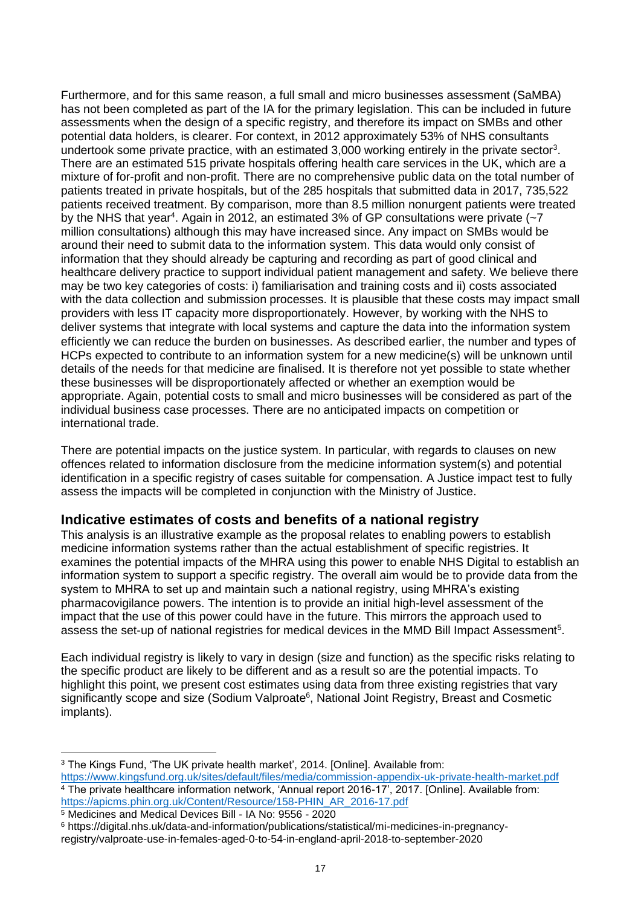Furthermore, and for this same reason, a full small and micro businesses assessment (SaMBA) has not been completed as part of the IA for the primary legislation. This can be included in future assessments when the design of a specific registry, and therefore its impact on SMBs and other potential data holders, is clearer. For context, in 2012 approximately 53% of NHS consultants undertook some private practice, with an estimated 3,000 working entirely in the private sector[3]. There are an estimated 515 private hospitals offering health care services in the UK, which are a mixture of for-profit and non-profit. There are no comprehensive public data on the total number of patients treated in private hospitals, but of the 285 hospitals that submitted data in 2017, 735,522 patients received treatment. By comparison, more than 8.5 million nonurgent patients were treated by the NHS that year[4]. Again in 2012, an estimated 3% of GP consultations were private (~7 million consultations) although this may have increased since. Any impact on SMBs would be around their need to submit data to the information system. This data would only consist of information that they should already be capturing and recording as part of good clinical and healthcare delivery practice to support individual patient management and safety. We believe there may be two key categories of costs: i) familiarisation and training costs and ii) costs associated with the data collection and submission processes. It is plausible that these costs may impact small providers with less IT capacity more disproportionately. However, by working with the NHS to deliver systems that integrate with local systems and capture the data into the information system efficiently we can reduce the burden on businesses. As described earlier, the number and types of HCPs expected to contribute to an information system for a new medicine(s) will be unknown until details of the needs for that medicine are finalised. It is therefore not yet possible to state whether these businesses will be disproportionately affected or whether an exemption would be appropriate. Again, potential costs to small and micro businesses will be considered as part of the individual business case processes. There are no anticipated impacts on competition or international trade.

There are potential impacts on the justice system. In particular, with regards to clauses on new offences related to information disclosure from the medicine information system(s) and potential identification in a specific registry of cases suitable for compensation. A Justice impact test to fully assess the impacts will be completed in conjunction with the Ministry of Justice.

## Indicative estimates of costs and benefits of a national registry

This analysis is an illustrative example as the proposal relates to enabling powers to establish medicine information systems rather than the actual establishment of specific registries. It examines the potential impacts of the MHRA using this power to enable NHS Digital to establish an information system to support a specific registry. The overall aim would be to provide data from the system to MHRA to set up and maintain such a national registry, using MHRA's existing pharmacovigilance powers. The intention is to provide an initial high-level assessment of the impact that the use of this power could have in the future. This mirrors the approach used to assess the set-up of national registries for medical devices in the MMD Bill Impact Assessment[5].

Each individual registry is likely to vary in design (size and function) as the specific risks relating to the specific product are likely to be different and as a result so are the potential impacts. To highlight this point, we present cost estimates using data from three existing registries that vary significantly scope and size (Sodium Valproate[6], National Joint Registry, Breast and Cosmetic implants).

---

[3] The Kings Fund, 'The UK private health market', 2014. [Online]. Available from: https://www.kingsfund.org.uk/sites/default/files/media/commission-appendix-uk-private-health-market.pdf

[4] The private healthcare information network, 'Annual report 2016-17', 2017. [Online]. Available from: https://apicms.phin.org.uk/Content/Resource/158-PHIN_AR_2016-17.pdf

[5] Medicines and Medical Devices Bill - IA No: 9556 - 2020

[6] https://digital.nhs.uk/data-and-information/publications/statistical/mi-medicines-in-pregnancy-registry/valproate-use-in-females-aged-0-to-54-in-england-april-2018-to-september-2020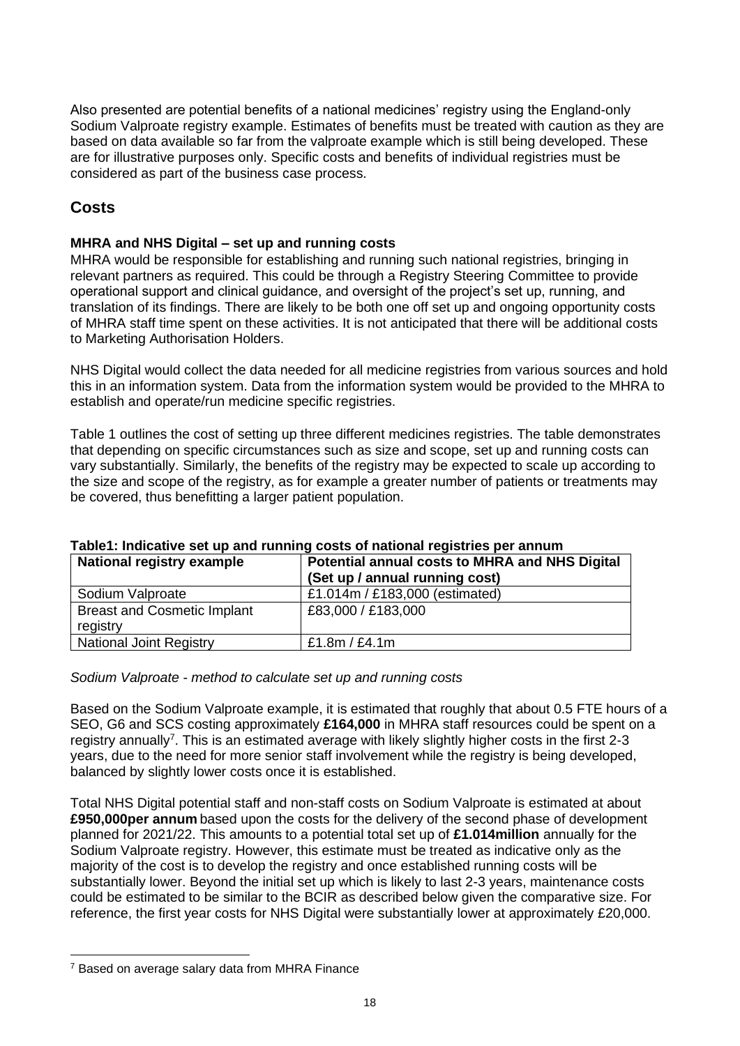Also presented are potential benefits of a national medicines' registry using the England-only Sodium Valproate registry example. Estimates of benefits must be treated with caution as they are based on data available so far from the valproate example which is still being developed. These are for illustrative purposes only. Specific costs and benefits of individual registries must be considered as part of the business case process.

## Costs

### MHRA and NHS Digital – set up and running costs

MHRA would be responsible for establishing and running such national registries, bringing in relevant partners as required. This could be through a Registry Steering Committee to provide operational support and clinical guidance, and oversight of the project's set up, running, and translation of its findings. There are likely to be both one off set up and ongoing opportunity costs of MHRA staff time spent on these activities. It is not anticipated that there will be additional costs to Marketing Authorisation Holders.

NHS Digital would collect the data needed for all medicine registries from various sources and hold this in an information system. Data from the information system would be provided to the MHRA to establish and operate/run medicine specific registries.

Table 1 outlines the cost of setting up three different medicines registries. The table demonstrates that depending on specific circumstances such as size and scope, set up and running costs can vary substantially. Similarly, the benefits of the registry may be expected to scale up according to the size and scope of the registry, as for example a greater number of patients or treatments may be covered, thus benefitting a larger patient population.

**Table1: Indicative set up and running costs of national registries per annum**

| National registry example | Potential annual costs to MHRA and NHS Digital (Set up / annual running cost) |
|---|---|
| Sodium Valproate | £1.014m / £183,000 (estimated) |
| Breast and Cosmetic Implant registry | £83,000 / £183,000 |
| National Joint Registry | £1.8m / £4.1m |

*Sodium Valproate - method to calculate set up and running costs*

Based on the Sodium Valproate example, it is estimated that roughly that about 0.5 FTE hours of a SEO, G6 and SCS costing approximately **£164,000** in MHRA staff resources could be spent on a registry annually[7]. This is an estimated average with likely slightly higher costs in the first 2-3 years, due to the need for more senior staff involvement while the registry is being developed, balanced by slightly lower costs once it is established.

Total NHS Digital potential staff and non-staff costs on Sodium Valproate is estimated at about **£950,000per annum** based upon the costs for the delivery of the second phase of development planned for 2021/22. This amounts to a potential total set up of **£1.014million** annually for the Sodium Valproate registry. However, this estimate must be treated as indicative only as the majority of the cost is to develop the registry and once established running costs will be substantially lower. Beyond the initial set up which is likely to last 2-3 years, maintenance costs could be estimated to be similar to the BCIR as described below given the comparative size. For reference, the first year costs for NHS Digital were substantially lower at approximately £20,000.

[7] Based on average salary data from MHRA Finance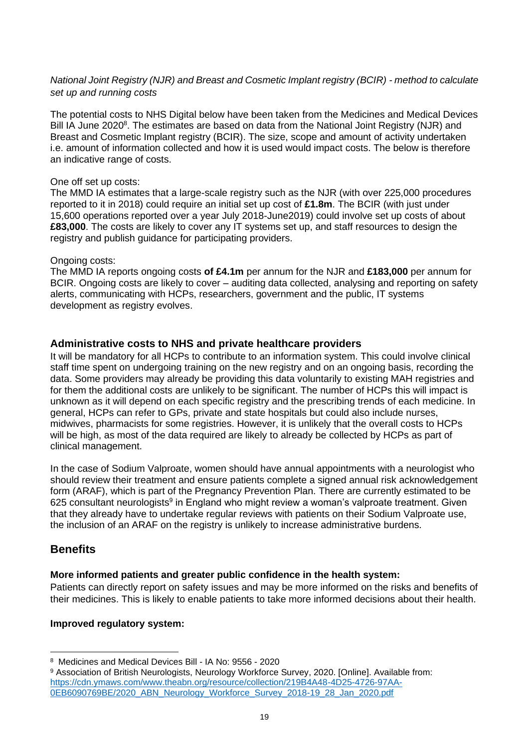*National Joint Registry (NJR) and Breast and Cosmetic Implant registry (BCIR) - method to calculate set up and running costs*

The potential costs to NHS Digital below have been taken from the Medicines and Medical Devices Bill IA June 2020[8]. The estimates are based on data from the National Joint Registry (NJR) and Breast and Cosmetic Implant registry (BCIR). The size, scope and amount of activity undertaken i.e. amount of information collected and how it is used would impact costs. The below is therefore an indicative range of costs.

One off set up costs:
The MMD IA estimates that a large-scale registry such as the NJR (with over 225,000 procedures reported to it in 2018) could require an initial set up cost of **£1.8m**. The BCIR (with just under 15,600 operations reported over a year July 2018-June2019) could involve set up costs of about **£83,000**. The costs are likely to cover any IT systems set up, and staff resources to design the registry and publish guidance for participating providers.

Ongoing costs:
The MMD IA reports ongoing costs **of £4.1m** per annum for the NJR and **£183,000** per annum for BCIR. Ongoing costs are likely to cover – auditing data collected, analysing and reporting on safety alerts, communicating with HCPs, researchers, government and the public, IT systems development as registry evolves.

### Administrative costs to NHS and private healthcare providers

It will be mandatory for all HCPs to contribute to an information system. This could involve clinical staff time spent on undergoing training on the new registry and on an ongoing basis, recording the data. Some providers may already be providing this data voluntarily to existing MAH registries and for them the additional costs are unlikely to be significant. The number of HCPs this will impact is unknown as it will depend on each specific registry and the prescribing trends of each medicine. In general, HCPs can refer to GPs, private and state hospitals but could also include nurses, midwives, pharmacists for some registries. However, it is unlikely that the overall costs to HCPs will be high, as most of the data required are likely to already be collected by HCPs as part of clinical management.

In the case of Sodium Valproate, women should have annual appointments with a neurologist who should review their treatment and ensure patients complete a signed annual risk acknowledgement form (ARAF), which is part of the Pregnancy Prevention Plan. There are currently estimated to be 625 consultant neurologists[9] in England who might review a woman's valproate treatment. Given that they already have to undertake regular reviews with patients on their Sodium Valproate use, the inclusion of an ARAF on the registry is unlikely to increase administrative burdens.

## Benefits

**More informed patients and greater public confidence in the health system:**
Patients can directly report on safety issues and may be more informed on the risks and benefits of their medicines. This is likely to enable patients to take more informed decisions about their health.

**Improved regulatory system:**

---

[8] Medicines and Medical Devices Bill - IA No: 9556 - 2020

[9] Association of British Neurologists, Neurology Workforce Survey, 2020. [Online]. Available from: https://cdn.ymaws.com/www.theabn.org/resource/collection/219B4A48-4D25-4726-97AA-0EB6090769BE/2020_ABN_Neurology_Workforce_Survey_2018-19_28_Jan_2020.pdf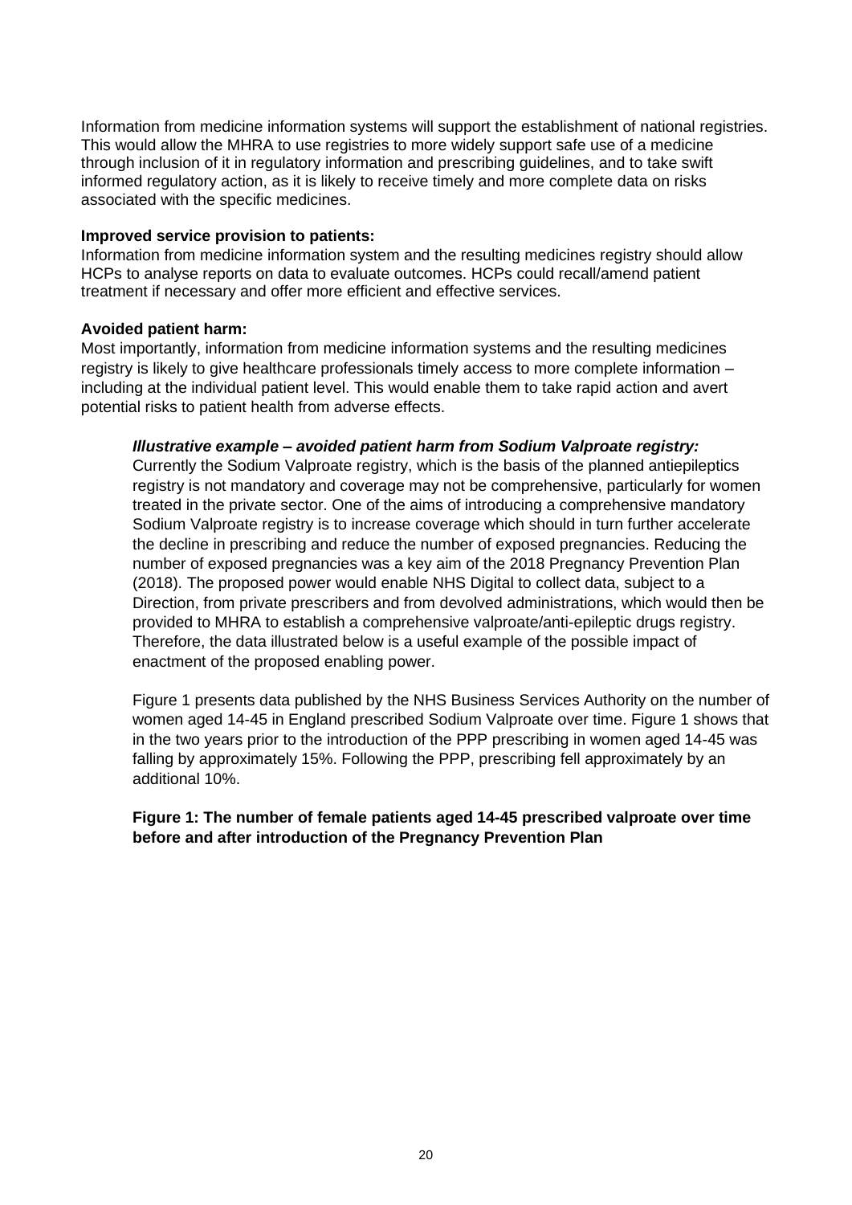Information from medicine information systems will support the establishment of national registries. This would allow the MHRA to use registries to more widely support safe use of a medicine through inclusion of it in regulatory information and prescribing guidelines, and to take swift informed regulatory action, as it is likely to receive timely and more complete data on risks associated with the specific medicines.

**Improved service provision to patients:**
Information from medicine information system and the resulting medicines registry should allow HCPs to analyse reports on data to evaluate outcomes. HCPs could recall/amend patient treatment if necessary and offer more efficient and effective services.

**Avoided patient harm:**
Most importantly, information from medicine information systems and the resulting medicines registry is likely to give healthcare professionals timely access to more complete information – including at the individual patient level. This would enable them to take rapid action and avert potential risks to patient health from adverse effects.

***Illustrative example – avoided patient harm from Sodium Valproate registry:***
Currently the Sodium Valproate registry, which is the basis of the planned antiepileptics registry is not mandatory and coverage may not be comprehensive, particularly for women treated in the private sector. One of the aims of introducing a comprehensive mandatory Sodium Valproate registry is to increase coverage which should in turn further accelerate the decline in prescribing and reduce the number of exposed pregnancies. Reducing the number of exposed pregnancies was a key aim of the 2018 Pregnancy Prevention Plan (2018). The proposed power would enable NHS Digital to collect data, subject to a Direction, from private prescribers and from devolved administrations, which would then be provided to MHRA to establish a comprehensive valproate/anti-epileptic drugs registry. Therefore, the data illustrated below is a useful example of the possible impact of enactment of the proposed enabling power.

Figure 1 presents data published by the NHS Business Services Authority on the number of women aged 14-45 in England prescribed Sodium Valproate over time. Figure 1 shows that in the two years prior to the introduction of the PPP prescribing in women aged 14-45 was falling by approximately 15%. Following the PPP, prescribing fell approximately by an additional 10%.

**Figure 1: The number of female patients aged 14-45 prescribed valproate over time before and after introduction of the Pregnancy Prevention Plan**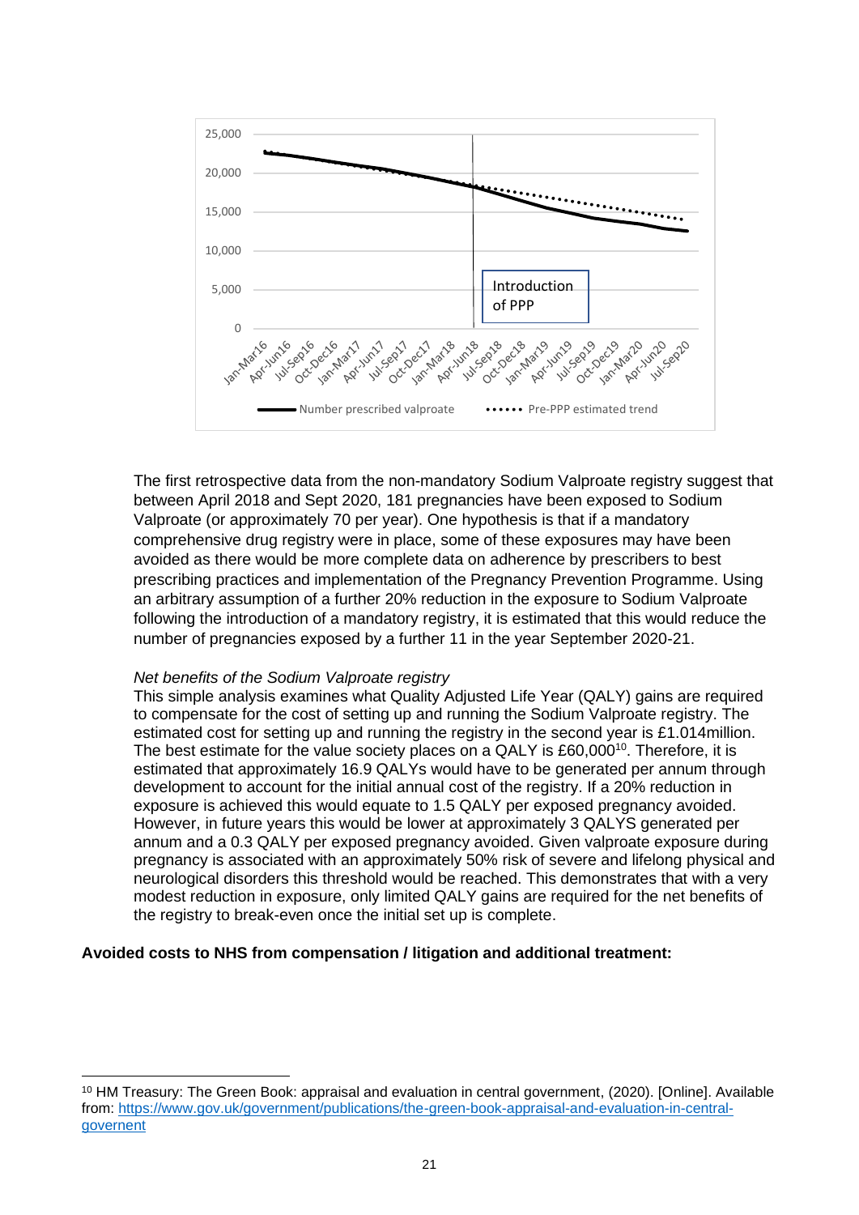The first retrospective data from the non-mandatory Sodium Valproate registry suggest that between April 2018 and Sept 2020, 181 pregnancies have been exposed to Sodium Valproate (or approximately 70 per year). One hypothesis is that if a mandatory comprehensive drug registry were in place, some of these exposures may have been avoided as there would be more complete data on adherence by prescribers to best prescribing practices and implementation of the Pregnancy Prevention Programme. Using an arbitrary assumption of a further 20% reduction in the exposure to Sodium Valproate following the introduction of a mandatory registry, it is estimated that this would reduce the number of pregnancies exposed by a further 11 in the year September 2020-21.

*Net benefits of the Sodium Valproate registry*

This simple analysis examines what Quality Adjusted Life Year (QALY) gains are required to compensate for the cost of setting up and running the Sodium Valproate registry. The estimated cost for setting up and running the registry in the second year is £1.014million. The best estimate for the value society places on a QALY is £60,000[10]. Therefore, it is estimated that approximately 16.9 QALYs would have to be generated per annum through development to account for the initial annual cost of the registry. If a 20% reduction in exposure is achieved this would equate to 1.5 QALY per exposed pregnancy avoided. However, in future years this would be lower at approximately 3 QALYS generated per annum and a 0.3 QALY per exposed pregnancy avoided. Given valproate exposure during pregnancy is associated with an approximately 50% risk of severe and lifelong physical and neurological disorders this threshold would be reached. This demonstrates that with a very modest reduction in exposure, only limited QALY gains are required for the net benefits of the registry to break-even once the initial set up is complete.

**Avoided costs to NHS from compensation / litigation and additional treatment:**

[10] HM Treasury: The Green Book: appraisal and evaluation in central government, (2020). [Online]. Available from: https://www.gov.uk/government/publications/the-green-book-appraisal-and-evaluation-in-central-governent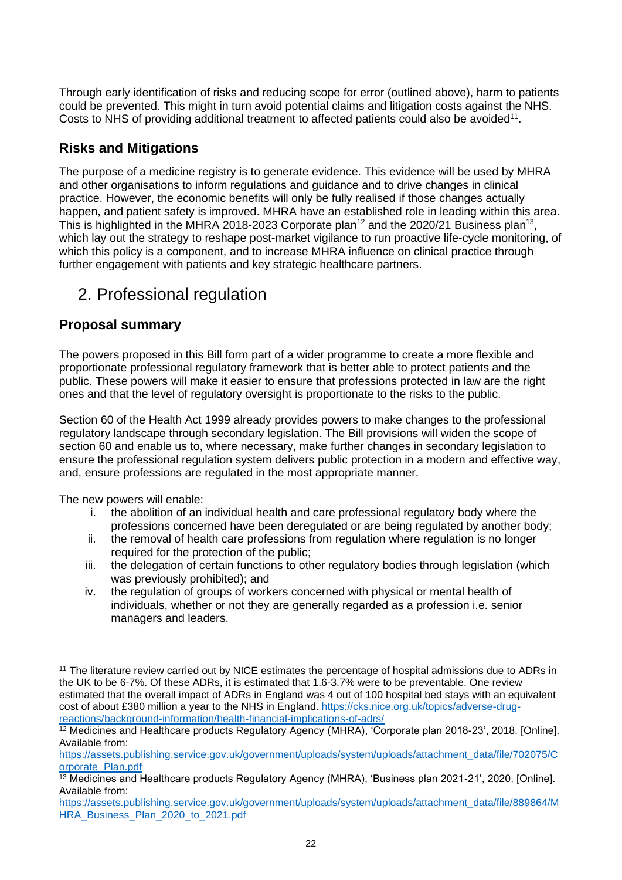Through early identification of risks and reducing scope for error (outlined above), harm to patients could be prevented. This might in turn avoid potential claims and litigation costs against the NHS. Costs to NHS of providing additional treatment to affected patients could also be avoided[11].

### Risks and Mitigations

The purpose of a medicine registry is to generate evidence. This evidence will be used by MHRA and other organisations to inform regulations and guidance and to drive changes in clinical practice. However, the economic benefits will only be fully realised if those changes actually happen, and patient safety is improved. MHRA have an established role in leading within this area. This is highlighted in the MHRA 2018-2023 Corporate plan[12] and the 2020/21 Business plan[13], which lay out the strategy to reshape post-market vigilance to run proactive life-cycle monitoring, of which this policy is a component, and to increase MHRA influence on clinical practice through further engagement with patients and key strategic healthcare partners.

## 2. Professional regulation

### Proposal summary

The powers proposed in this Bill form part of a wider programme to create a more flexible and proportionate professional regulatory framework that is better able to protect patients and the public. These powers will make it easier to ensure that professions protected in law are the right ones and that the level of regulatory oversight is proportionate to the risks to the public.

Section 60 of the Health Act 1999 already provides powers to make changes to the professional regulatory landscape through secondary legislation. The Bill provisions will widen the scope of section 60 and enable us to, where necessary, make further changes in secondary legislation to ensure the professional regulation system delivers public protection in a modern and effective way, and, ensure professions are regulated in the most appropriate manner.

The new powers will enable:

i. the abolition of an individual health and care professional regulatory body where the professions concerned have been deregulated or are being regulated by another body;
ii. the removal of health care professions from regulation where regulation is no longer required for the protection of the public;
iii. the delegation of certain functions to other regulatory bodies through legislation (which was previously prohibited); and
iv. the regulation of groups of workers concerned with physical or mental health of individuals, whether or not they are generally regarded as a profession i.e. senior managers and leaders.

---

[11] The literature review carried out by NICE estimates the percentage of hospital admissions due to ADRs in the UK to be 6-7%. Of these ADRs, it is estimated that 1.6-3.7% were to be preventable. One review estimated that the overall impact of ADRs in England was 4 out of 100 hospital bed stays with an equivalent cost of about £380 million a year to the NHS in England. https://cks.nice.org.uk/topics/adverse-drug-reactions/background-information/health-financial-implications-of-adrs/

[12] Medicines and Healthcare products Regulatory Agency (MHRA), 'Corporate plan 2018-23', 2018. [Online]. Available from: https://assets.publishing.service.gov.uk/government/uploads/system/uploads/attachment_data/file/702075/Corporate_Plan.pdf

[13] Medicines and Healthcare products Regulatory Agency (MHRA), 'Business plan 2021-21', 2020. [Online]. Available from: https://assets.publishing.service.gov.uk/government/uploads/system/uploads/attachment_data/file/889864/MHRA_Business_Plan_2020_to_2021.pdf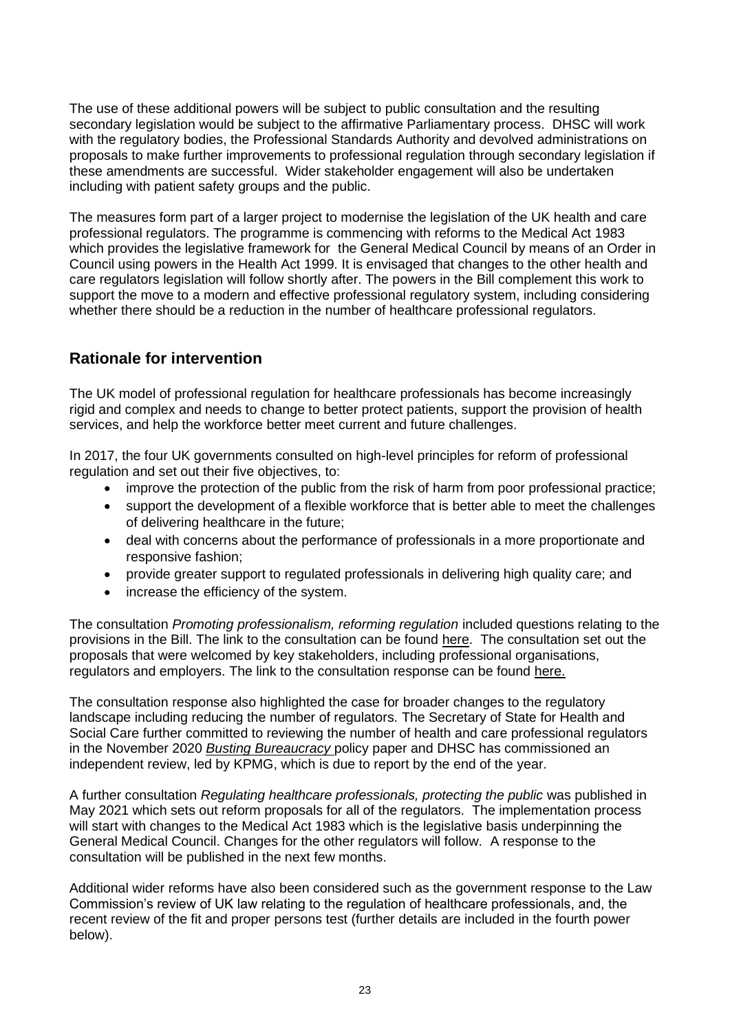The use of these additional powers will be subject to public consultation and the resulting secondary legislation would be subject to the affirmative Parliamentary process. DHSC will work with the regulatory bodies, the Professional Standards Authority and devolved administrations on proposals to make further improvements to professional regulation through secondary legislation if these amendments are successful. Wider stakeholder engagement will also be undertaken including with patient safety groups and the public.

The measures form part of a larger project to modernise the legislation of the UK health and care professional regulators. The programme is commencing with reforms to the Medical Act 1983 which provides the legislative framework for the General Medical Council by means of an Order in Council using powers in the Health Act 1999. It is envisaged that changes to the other health and care regulators legislation will follow shortly after. The powers in the Bill complement this work to support the move to a modern and effective professional regulatory system, including considering whether there should be a reduction in the number of healthcare professional regulators.

## Rationale for intervention

The UK model of professional regulation for healthcare professionals has become increasingly rigid and complex and needs to change to better protect patients, support the provision of health services, and help the workforce better meet current and future challenges.

In 2017, the four UK governments consulted on high-level principles for reform of professional regulation and set out their five objectives, to:

- improve the protection of the public from the risk of harm from poor professional practice;
- support the development of a flexible workforce that is better able to meet the challenges of delivering healthcare in the future;
- deal with concerns about the performance of professionals in a more proportionate and responsive fashion;
- provide greater support to regulated professionals in delivering high quality care; and
- increase the efficiency of the system.

The consultation *Promoting professionalism, reforming regulation* included questions relating to the provisions in the Bill. The link to the consultation can be found here. The consultation set out the proposals that were welcomed by key stakeholders, including professional organisations, regulators and employers. The link to the consultation response can be found here.

The consultation response also highlighted the case for broader changes to the regulatory landscape including reducing the number of regulators. The Secretary of State for Health and Social Care further committed to reviewing the number of health and care professional regulators in the November 2020 *Busting Bureaucracy* policy paper and DHSC has commissioned an independent review, led by KPMG, which is due to report by the end of the year.

A further consultation *Regulating healthcare professionals, protecting the public* was published in May 2021 which sets out reform proposals for all of the regulators. The implementation process will start with changes to the Medical Act 1983 which is the legislative basis underpinning the General Medical Council. Changes for the other regulators will follow. A response to the consultation will be published in the next few months.

Additional wider reforms have also been considered such as the government response to the Law Commission's review of UK law relating to the regulation of healthcare professionals, and, the recent review of the fit and proper persons test (further details are included in the fourth power below).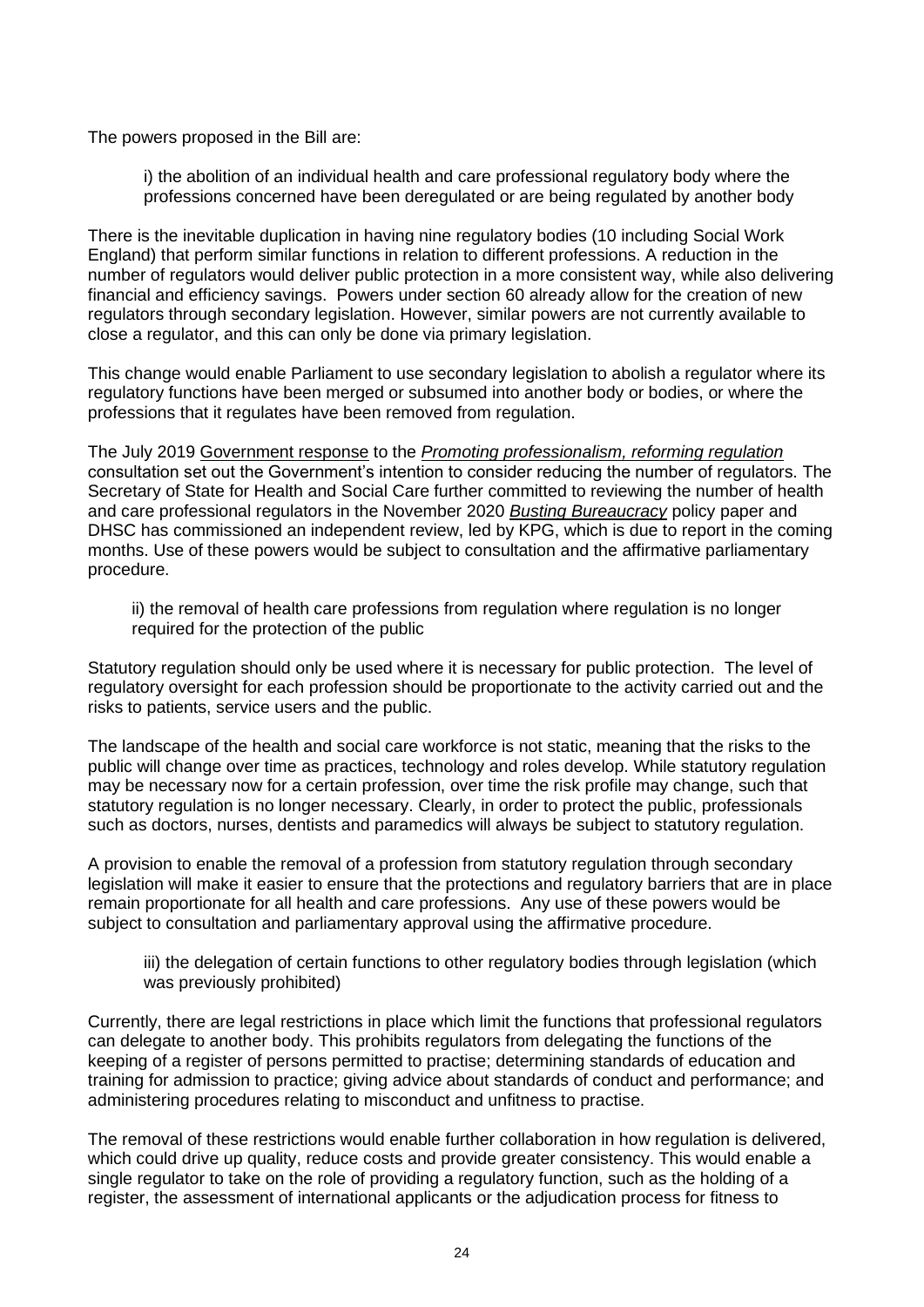The powers proposed in the Bill are:

> i) the abolition of an individual health and care professional regulatory body where the professions concerned have been deregulated or are being regulated by another body

There is the inevitable duplication in having nine regulatory bodies (10 including Social Work England) that perform similar functions in relation to different professions. A reduction in the number of regulators would deliver public protection in a more consistent way, while also delivering financial and efficiency savings. Powers under section 60 already allow for the creation of new regulators through secondary legislation. However, similar powers are not currently available to close a regulator, and this can only be done via primary legislation.

This change would enable Parliament to use secondary legislation to abolish a regulator where its regulatory functions have been merged or subsumed into another body or bodies, or where the professions that it regulates have been removed from regulation.

The July 2019 Government response to the *Promoting professionalism, reforming regulation* consultation set out the Government's intention to consider reducing the number of regulators. The Secretary of State for Health and Social Care further committed to reviewing the number of health and care professional regulators in the November 2020 *Busting Bureaucracy* policy paper and DHSC has commissioned an independent review, led by KPG, which is due to report in the coming months. Use of these powers would be subject to consultation and the affirmative parliamentary procedure.

> ii) the removal of health care professions from regulation where regulation is no longer required for the protection of the public

Statutory regulation should only be used where it is necessary for public protection. The level of regulatory oversight for each profession should be proportionate to the activity carried out and the risks to patients, service users and the public.

The landscape of the health and social care workforce is not static, meaning that the risks to the public will change over time as practices, technology and roles develop. While statutory regulation may be necessary now for a certain profession, over time the risk profile may change, such that statutory regulation is no longer necessary. Clearly, in order to protect the public, professionals such as doctors, nurses, dentists and paramedics will always be subject to statutory regulation.

A provision to enable the removal of a profession from statutory regulation through secondary legislation will make it easier to ensure that the protections and regulatory barriers that are in place remain proportionate for all health and care professions. Any use of these powers would be subject to consultation and parliamentary approval using the affirmative procedure.

> iii) the delegation of certain functions to other regulatory bodies through legislation (which was previously prohibited)

Currently, there are legal restrictions in place which limit the functions that professional regulators can delegate to another body. This prohibits regulators from delegating the functions of the keeping of a register of persons permitted to practise; determining standards of education and training for admission to practice; giving advice about standards of conduct and performance; and administering procedures relating to misconduct and unfitness to practise.

The removal of these restrictions would enable further collaboration in how regulation is delivered, which could drive up quality, reduce costs and provide greater consistency. This would enable a single regulator to take on the role of providing a regulatory function, such as the holding of a register, the assessment of international applicants or the adjudication process for fitness to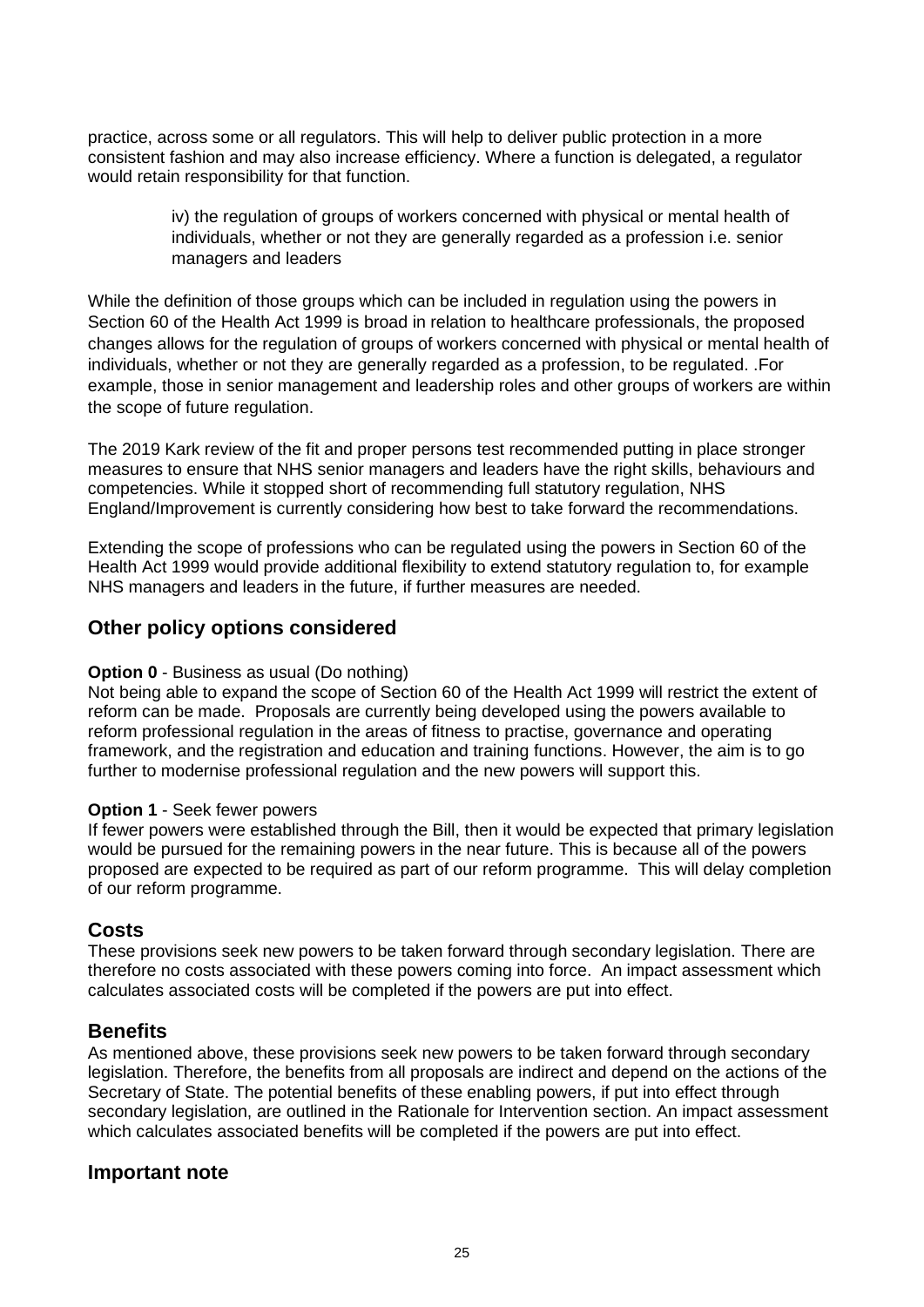practice, across some or all regulators. This will help to deliver public protection in a more consistent fashion and may also increase efficiency. Where a function is delegated, a regulator would retain responsibility for that function.

> iv) the regulation of groups of workers concerned with physical or mental health of individuals, whether or not they are generally regarded as a profession i.e. senior managers and leaders

While the definition of those groups which can be included in regulation using the powers in Section 60 of the Health Act 1999 is broad in relation to healthcare professionals, the proposed changes allows for the regulation of groups of workers concerned with physical or mental health of individuals, whether or not they are generally regarded as a profession, to be regulated. .For example, those in senior management and leadership roles and other groups of workers are within the scope of future regulation.

The 2019 Kark review of the fit and proper persons test recommended putting in place stronger measures to ensure that NHS senior managers and leaders have the right skills, behaviours and competencies. While it stopped short of recommending full statutory regulation, NHS England/Improvement is currently considering how best to take forward the recommendations.

Extending the scope of professions who can be regulated using the powers in Section 60 of the Health Act 1999 would provide additional flexibility to extend statutory regulation to, for example NHS managers and leaders in the future, if further measures are needed.

## Other policy options considered

**Option 0** - Business as usual (Do nothing)
Not being able to expand the scope of Section 60 of the Health Act 1999 will restrict the extent of reform can be made. Proposals are currently being developed using the powers available to reform professional regulation in the areas of fitness to practise, governance and operating framework, and the registration and education and training functions. However, the aim is to go further to modernise professional regulation and the new powers will support this.

**Option 1** - Seek fewer powers
If fewer powers were established through the Bill, then it would be expected that primary legislation would be pursued for the remaining powers in the near future. This is because all of the powers proposed are expected to be required as part of our reform programme. This will delay completion of our reform programme.

## Costs

These provisions seek new powers to be taken forward through secondary legislation. There are therefore no costs associated with these powers coming into force. An impact assessment which calculates associated costs will be completed if the powers are put into effect.

## Benefits

As mentioned above, these provisions seek new powers to be taken forward through secondary legislation. Therefore, the benefits from all proposals are indirect and depend on the actions of the Secretary of State. The potential benefits of these enabling powers, if put into effect through secondary legislation, are outlined in the Rationale for Intervention section. An impact assessment which calculates associated benefits will be completed if the powers are put into effect.

## Important note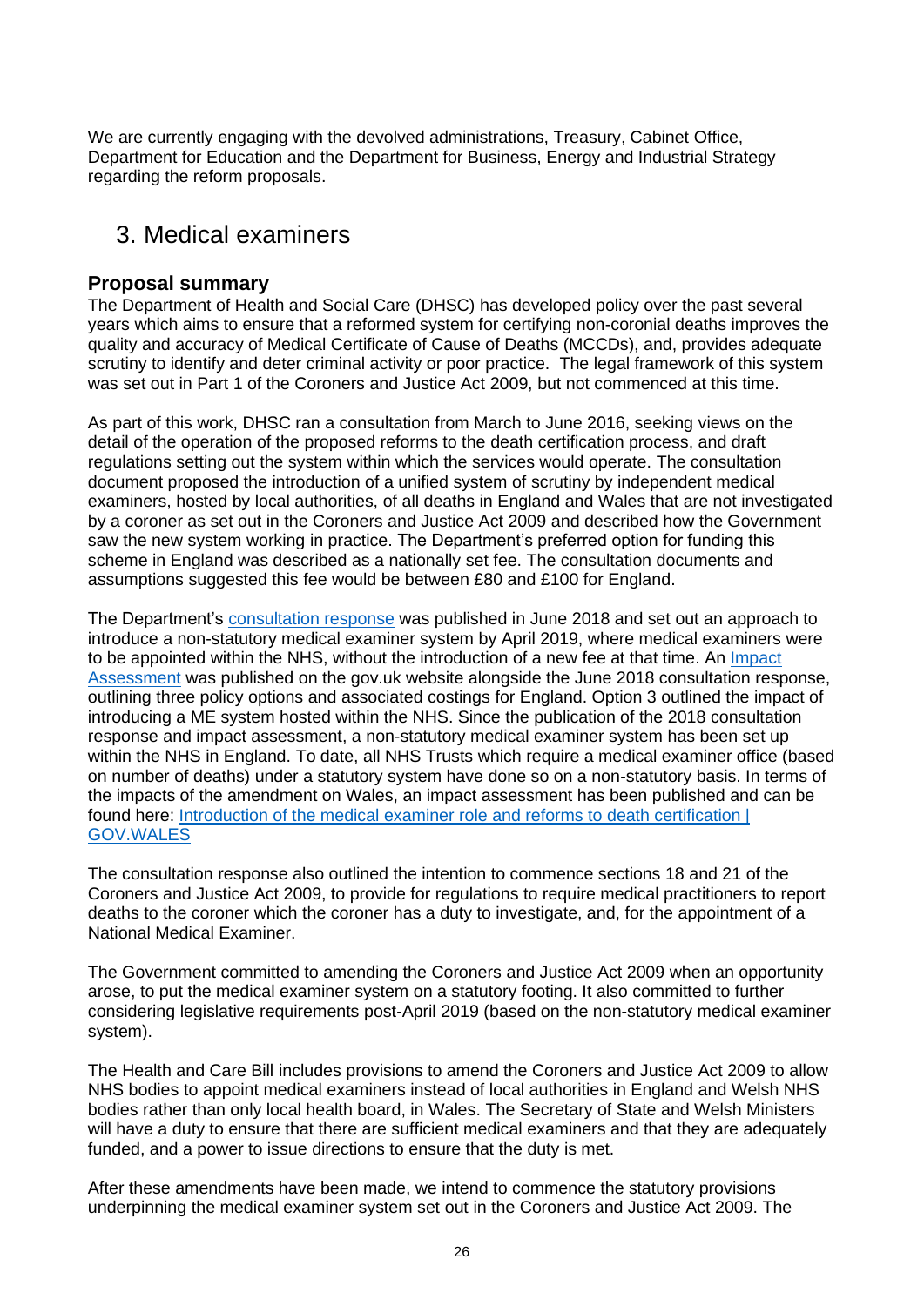We are currently engaging with the devolved administrations, Treasury, Cabinet Office, Department for Education and the Department for Business, Energy and Industrial Strategy regarding the reform proposals.

## 3. Medical examiners

### Proposal summary

The Department of Health and Social Care (DHSC) has developed policy over the past several years which aims to ensure that a reformed system for certifying non-coronial deaths improves the quality and accuracy of Medical Certificate of Cause of Deaths (MCCDs), and, provides adequate scrutiny to identify and deter criminal activity or poor practice. The legal framework of this system was set out in Part 1 of the Coroners and Justice Act 2009, but not commenced at this time.

As part of this work, DHSC ran a consultation from March to June 2016, seeking views on the detail of the operation of the proposed reforms to the death certification process, and draft regulations setting out the system within which the services would operate. The consultation document proposed the introduction of a unified system of scrutiny by independent medical examiners, hosted by local authorities, of all deaths in England and Wales that are not investigated by a coroner as set out in the Coroners and Justice Act 2009 and described how the Government saw the new system working in practice. The Department's preferred option for funding this scheme in England was described as a nationally set fee. The consultation documents and assumptions suggested this fee would be between £80 and £100 for England.

The Department's [consultation response](consultation response) was published in June 2018 and set out an approach to introduce a non-statutory medical examiner system by April 2019, where medical examiners were to be appointed within the NHS, without the introduction of a new fee at that time. An [Impact Assessment](Impact Assessment) was published on the gov.uk website alongside the June 2018 consultation response, outlining three policy options and associated costings for England. Option 3 outlined the impact of introducing a ME system hosted within the NHS. Since the publication of the 2018 consultation response and impact assessment, a non-statutory medical examiner system has been set up within the NHS in England. To date, all NHS Trusts which require a medical examiner office (based on number of deaths) under a statutory system have done so on a non-statutory basis. In terms of the impacts of the amendment on Wales, an impact assessment has been published and can be found here: [Introduction of the medical examiner role and reforms to death certification | GOV.WALES](Introduction of the medical examiner role and reforms to death certification | GOV.WALES)

The consultation response also outlined the intention to commence sections 18 and 21 of the Coroners and Justice Act 2009, to provide for regulations to require medical practitioners to report deaths to the coroner which the coroner has a duty to investigate, and, for the appointment of a National Medical Examiner.

The Government committed to amending the Coroners and Justice Act 2009 when an opportunity arose, to put the medical examiner system on a statutory footing. It also committed to further considering legislative requirements post-April 2019 (based on the non-statutory medical examiner system).

The Health and Care Bill includes provisions to amend the Coroners and Justice Act 2009 to allow NHS bodies to appoint medical examiners instead of local authorities in England and Welsh NHS bodies rather than only local health board, in Wales. The Secretary of State and Welsh Ministers will have a duty to ensure that there are sufficient medical examiners and that they are adequately funded, and a power to issue directions to ensure that the duty is met.

After these amendments have been made, we intend to commence the statutory provisions underpinning the medical examiner system set out in the Coroners and Justice Act 2009. The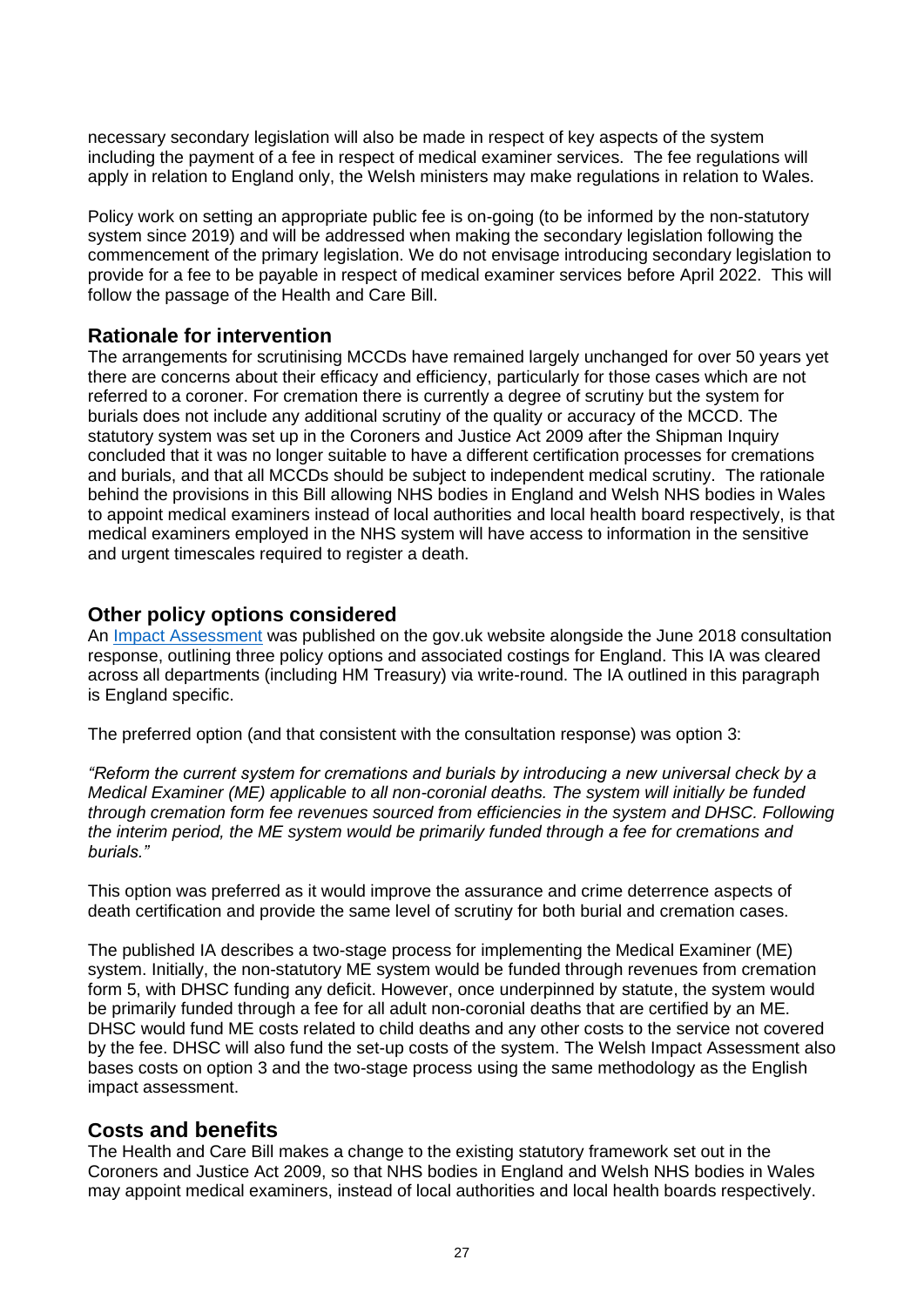necessary secondary legislation will also be made in respect of key aspects of the system including the payment of a fee in respect of medical examiner services. The fee regulations will apply in relation to England only, the Welsh ministers may make regulations in relation to Wales.

Policy work on setting an appropriate public fee is on-going (to be informed by the non-statutory system since 2019) and will be addressed when making the secondary legislation following the commencement of the primary legislation. We do not envisage introducing secondary legislation to provide for a fee to be payable in respect of medical examiner services before April 2022. This will follow the passage of the Health and Care Bill.

## Rationale for intervention

The arrangements for scrutinising MCCDs have remained largely unchanged for over 50 years yet there are concerns about their efficacy and efficiency, particularly for those cases which are not referred to a coroner. For cremation there is currently a degree of scrutiny but the system for burials does not include any additional scrutiny of the quality or accuracy of the MCCD. The statutory system was set up in the Coroners and Justice Act 2009 after the Shipman Inquiry concluded that it was no longer suitable to have a different certification processes for cremations and burials, and that all MCCDs should be subject to independent medical scrutiny. The rationale behind the provisions in this Bill allowing NHS bodies in England and Welsh NHS bodies in Wales to appoint medical examiners instead of local authorities and local health board respectively, is that medical examiners employed in the NHS system will have access to information in the sensitive and urgent timescales required to register a death.

## Other policy options considered

An Impact Assessment was published on the gov.uk website alongside the June 2018 consultation response, outlining three policy options and associated costings for England. This IA was cleared across all departments (including HM Treasury) via write-round. The IA outlined in this paragraph is England specific.

The preferred option (and that consistent with the consultation response) was option 3:

*"Reform the current system for cremations and burials by introducing a new universal check by a Medical Examiner (ME) applicable to all non-coronial deaths. The system will initially be funded through cremation form fee revenues sourced from efficiencies in the system and DHSC. Following the interim period, the ME system would be primarily funded through a fee for cremations and burials."*

This option was preferred as it would improve the assurance and crime deterrence aspects of death certification and provide the same level of scrutiny for both burial and cremation cases.

The published IA describes a two-stage process for implementing the Medical Examiner (ME) system. Initially, the non-statutory ME system would be funded through revenues from cremation form 5, with DHSC funding any deficit. However, once underpinned by statute, the system would be primarily funded through a fee for all adult non-coronial deaths that are certified by an ME. DHSC would fund ME costs related to child deaths and any other costs to the service not covered by the fee. DHSC will also fund the set-up costs of the system. The Welsh Impact Assessment also bases costs on option 3 and the two-stage process using the same methodology as the English impact assessment.

## Costs and benefits

The Health and Care Bill makes a change to the existing statutory framework set out in the Coroners and Justice Act 2009, so that NHS bodies in England and Welsh NHS bodies in Wales may appoint medical examiners, instead of local authorities and local health boards respectively.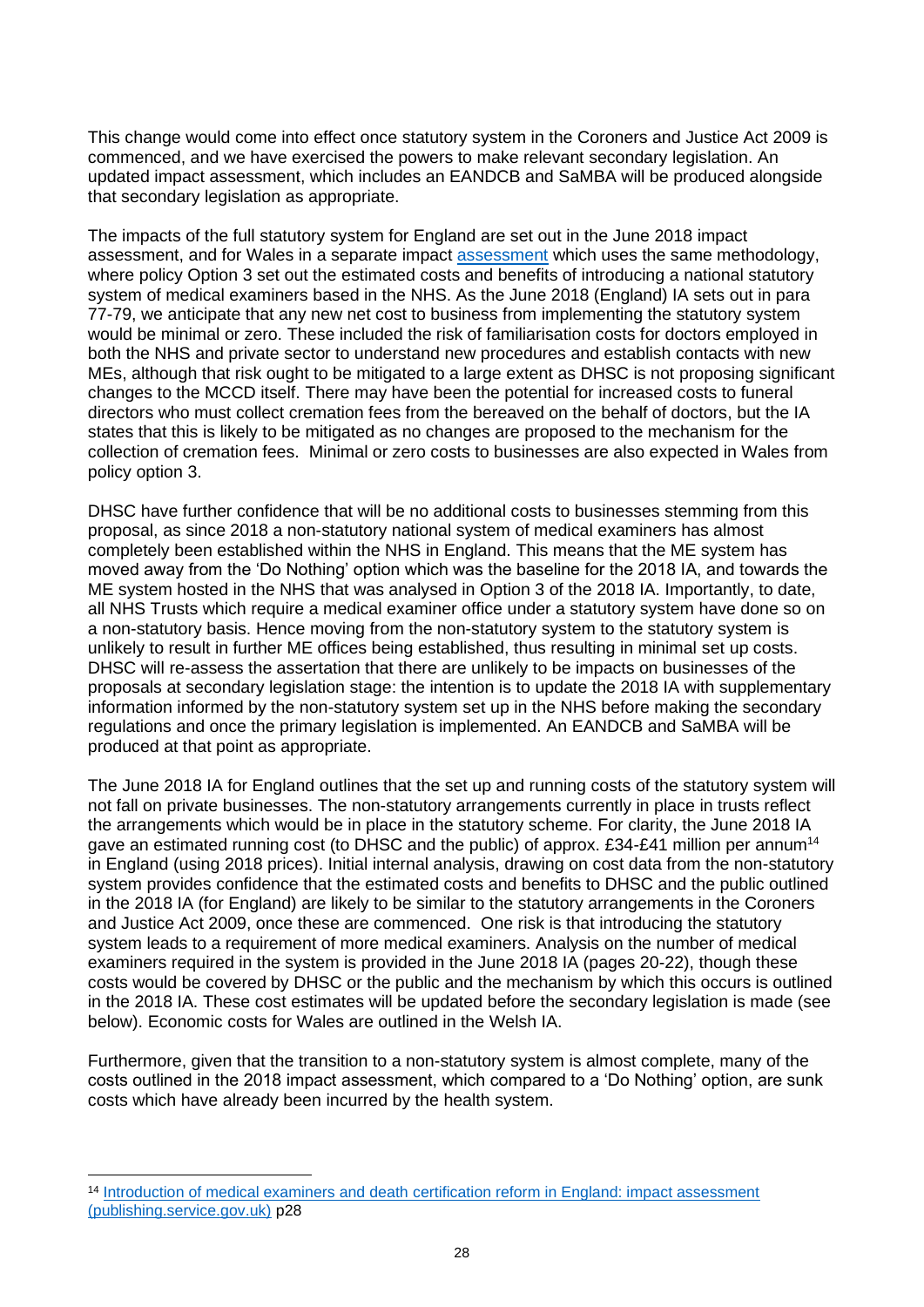This change would come into effect once statutory system in the Coroners and Justice Act 2009 is commenced, and we have exercised the powers to make relevant secondary legislation. An updated impact assessment, which includes an EANDCB and SaMBA will be produced alongside that secondary legislation as appropriate.

The impacts of the full statutory system for England are set out in the June 2018 impact assessment, and for Wales in a separate impact [assessment](https://gov.wales) which uses the same methodology, where policy Option 3 set out the estimated costs and benefits of introducing a national statutory system of medical examiners based in the NHS. As the June 2018 (England) IA sets out in para 77-79, we anticipate that any new net cost to business from implementing the statutory system would be minimal or zero. These included the risk of familiarisation costs for doctors employed in both the NHS and private sector to understand new procedures and establish contacts with new MEs, although that risk ought to be mitigated to a large extent as DHSC is not proposing significant changes to the MCCD itself. There may have been the potential for increased costs to funeral directors who must collect cremation fees from the bereaved on the behalf of doctors, but the IA states that this is likely to be mitigated as no changes are proposed to the mechanism for the collection of cremation fees. Minimal or zero costs to businesses are also expected in Wales from policy option 3.

DHSC have further confidence that will be no additional costs to businesses stemming from this proposal, as since 2018 a non-statutory national system of medical examiners has almost completely been established within the NHS in England. This means that the ME system has moved away from the 'Do Nothing' option which was the baseline for the 2018 IA, and towards the ME system hosted in the NHS that was analysed in Option 3 of the 2018 IA. Importantly, to date, all NHS Trusts which require a medical examiner office under a statutory system have done so on a non-statutory basis. Hence moving from the non-statutory system to the statutory system is unlikely to result in further ME offices being established, thus resulting in minimal set up costs. DHSC will re-assess the assertion that there are unlikely to be impacts on businesses of the proposals at secondary legislation stage: the intention is to update the 2018 IA with supplementary information informed by the non-statutory system set up in the NHS before making the secondary regulations and once the primary legislation is implemented. An EANDCB and SaMBA will be produced at that point as appropriate.

The June 2018 IA for England outlines that the set up and running costs of the statutory system will not fall on private businesses. The non-statutory arrangements currently in place in trusts reflect the arrangements which would be in place in the statutory scheme. For clarity, the June 2018 IA gave an estimated running cost (to DHSC and the public) of approx. £34-£41 million per annum[14] in England (using 2018 prices). Initial internal analysis, drawing on cost data from the non-statutory system provides confidence that the estimated costs and benefits to DHSC and the public outlined in the 2018 IA (for England) are likely to be similar to the statutory arrangements in the Coroners and Justice Act 2009, once these are commenced. One risk is that introducing the statutory system leads to a requirement of more medical examiners. Analysis on the number of medical examiners required in the system is provided in the June 2018 IA (pages 20-22), though these costs would be covered by DHSC or the public and the mechanism by which this occurs is outlined in the 2018 IA. These cost estimates will be updated before the secondary legislation is made (see below). Economic costs for Wales are outlined in the Welsh IA.

Furthermore, given that the transition to a non-statutory system is almost complete, many of the costs outlined in the 2018 impact assessment, which compared to a 'Do Nothing' option, are sunk costs which have already been incurred by the health system.

---

[14] Introduction of medical examiners and death certification reform in England: impact assessment (publishing.service.gov.uk) p28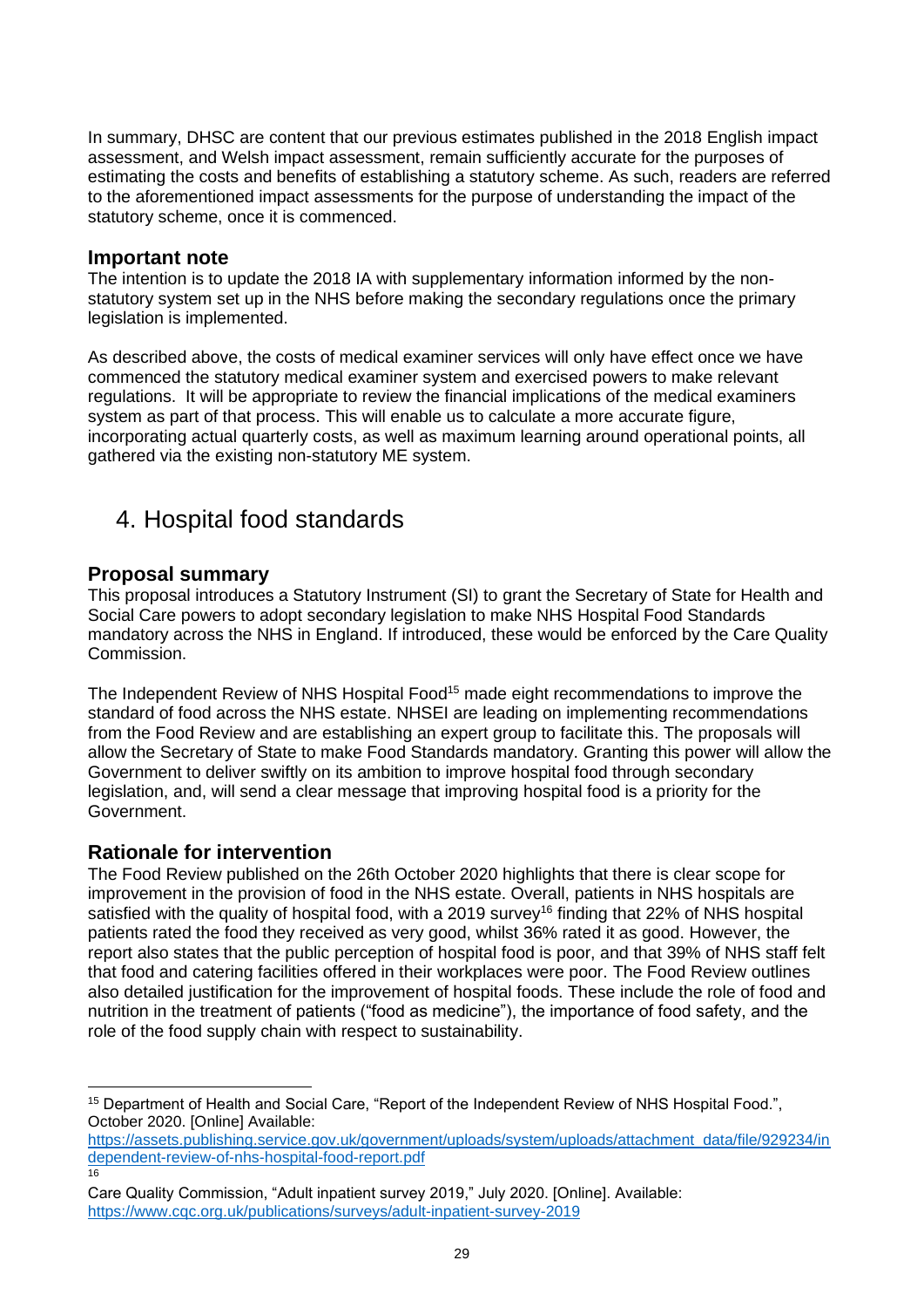In summary, DHSC are content that our previous estimates published in the 2018 English impact assessment, and Welsh impact assessment, remain sufficiently accurate for the purposes of estimating the costs and benefits of establishing a statutory scheme. As such, readers are referred to the aforementioned impact assessments for the purpose of understanding the impact of the statutory scheme, once it is commenced.

### Important note

The intention is to update the 2018 IA with supplementary information informed by the non-statutory system set up in the NHS before making the secondary regulations once the primary legislation is implemented.

As described above, the costs of medical examiner services will only have effect once we have commenced the statutory medical examiner system and exercised powers to make relevant regulations. It will be appropriate to review the financial implications of the medical examiners system as part of that process. This will enable us to calculate a more accurate figure, incorporating actual quarterly costs, as well as maximum learning around operational points, all gathered via the existing non-statutory ME system.

## 4. Hospital food standards

### Proposal summary

This proposal introduces a Statutory Instrument (SI) to grant the Secretary of State for Health and Social Care powers to adopt secondary legislation to make NHS Hospital Food Standards mandatory across the NHS in England. If introduced, these would be enforced by the Care Quality Commission.

The Independent Review of NHS Hospital Food[15] made eight recommendations to improve the standard of food across the NHS estate. NHSEI are leading on implementing recommendations from the Food Review and are establishing an expert group to facilitate this. The proposals will allow the Secretary of State to make Food Standards mandatory. Granting this power will allow the Government to deliver swiftly on its ambition to improve hospital food through secondary legislation, and, will send a clear message that improving hospital food is a priority for the Government.

### Rationale for intervention

The Food Review published on the 26th October 2020 highlights that there is clear scope for improvement in the provision of food in the NHS estate. Overall, patients in NHS hospitals are satisfied with the quality of hospital food, with a 2019 survey[16] finding that 22% of NHS hospital patients rated the food they received as very good, whilst 36% rated it as good. However, the report also states that the public perception of hospital food is poor, and that 39% of NHS staff felt that food and catering facilities offered in their workplaces were poor. The Food Review outlines also detailed justification for the improvement of hospital foods. These include the role of food and nutrition in the treatment of patients ("food as medicine"), the importance of food safety, and the role of the food supply chain with respect to sustainability.

---

[15] Department of Health and Social Care, "Report of the Independent Review of NHS Hospital Food.", October 2020. [Online] Available: https://assets.publishing.service.gov.uk/government/uploads/system/uploads/attachment_data/file/929234/independent-review-of-nhs-hospital-food-report.pdf

[16] Care Quality Commission, "Adult inpatient survey 2019," July 2020. [Online]. Available: https://www.cqc.org.uk/publications/surveys/adult-inpatient-survey-2019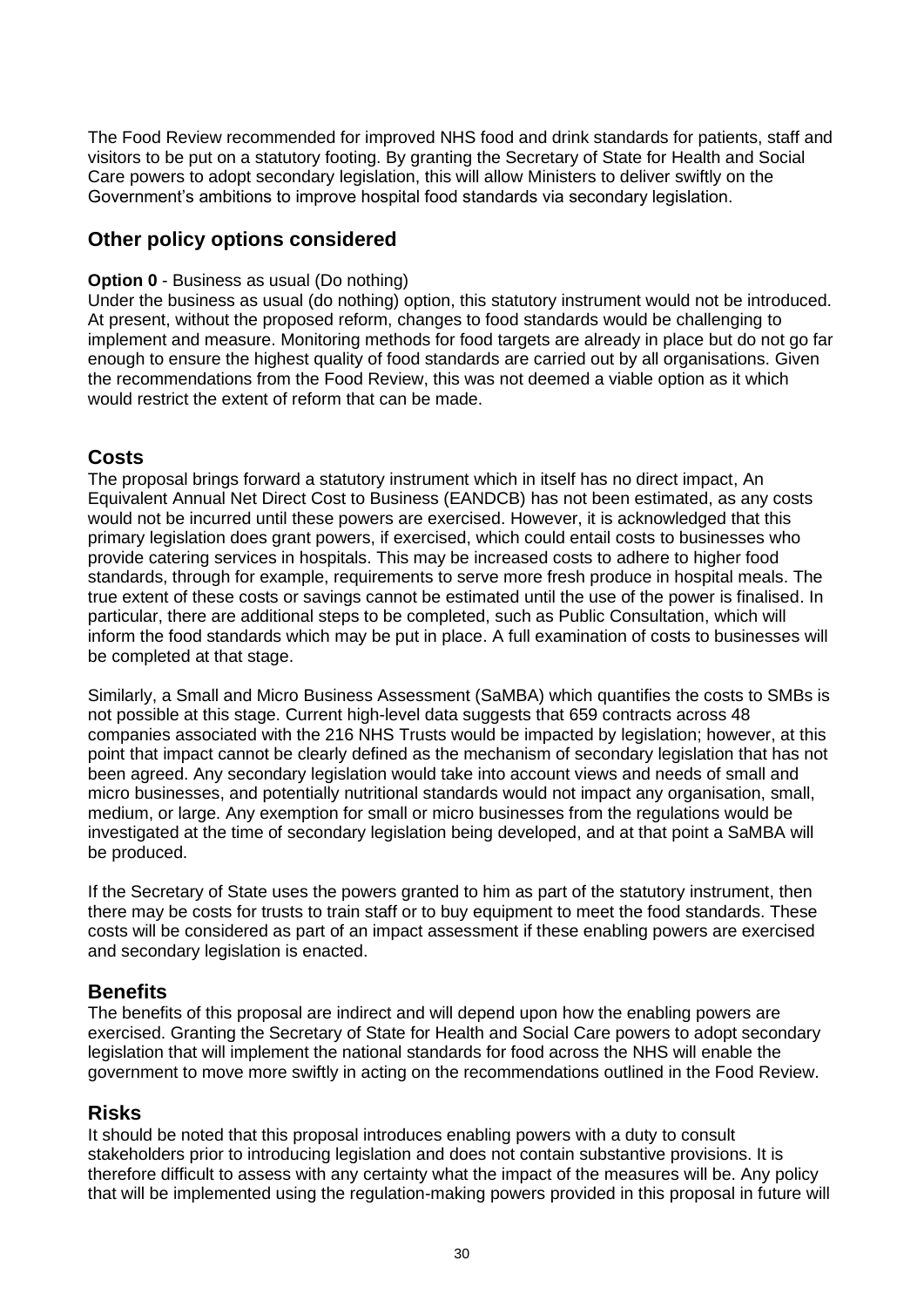The Food Review recommended for improved NHS food and drink standards for patients, staff and visitors to be put on a statutory footing. By granting the Secretary of State for Health and Social Care powers to adopt secondary legislation, this will allow Ministers to deliver swiftly on the Government's ambitions to improve hospital food standards via secondary legislation.

## Other policy options considered

**Option 0** - Business as usual (Do nothing)

Under the business as usual (do nothing) option, this statutory instrument would not be introduced. At present, without the proposed reform, changes to food standards would be challenging to implement and measure. Monitoring methods for food targets are already in place but do not go far enough to ensure the highest quality of food standards are carried out by all organisations. Given the recommendations from the Food Review, this was not deemed a viable option as it which would restrict the extent of reform that can be made.

## Costs

The proposal brings forward a statutory instrument which in itself has no direct impact, An Equivalent Annual Net Direct Cost to Business (EANDCB) has not been estimated, as any costs would not be incurred until these powers are exercised. However, it is acknowledged that this primary legislation does grant powers, if exercised, which could entail costs to businesses who provide catering services in hospitals. This may be increased costs to adhere to higher food standards, through for example, requirements to serve more fresh produce in hospital meals. The true extent of these costs or savings cannot be estimated until the use of the power is finalised. In particular, there are additional steps to be completed, such as Public Consultation, which will inform the food standards which may be put in place. A full examination of costs to businesses will be completed at that stage.

Similarly, a Small and Micro Business Assessment (SaMBA) which quantifies the costs to SMBs is not possible at this stage. Current high-level data suggests that 659 contracts across 48 companies associated with the 216 NHS Trusts would be impacted by legislation; however, at this point that impact cannot be clearly defined as the mechanism of secondary legislation that has not been agreed. Any secondary legislation would take into account views and needs of small and micro businesses, and potentially nutritional standards would not impact any organisation, small, medium, or large. Any exemption for small or micro businesses from the regulations would be investigated at the time of secondary legislation being developed, and at that point a SaMBA will be produced.

If the Secretary of State uses the powers granted to him as part of the statutory instrument, then there may be costs for trusts to train staff or to buy equipment to meet the food standards. These costs will be considered as part of an impact assessment if these enabling powers are exercised and secondary legislation is enacted.

## Benefits

The benefits of this proposal are indirect and will depend upon how the enabling powers are exercised. Granting the Secretary of State for Health and Social Care powers to adopt secondary legislation that will implement the national standards for food across the NHS will enable the government to move more swiftly in acting on the recommendations outlined in the Food Review.

## Risks

It should be noted that this proposal introduces enabling powers with a duty to consult stakeholders prior to introducing legislation and does not contain substantive provisions. It is therefore difficult to assess with any certainty what the impact of the measures will be. Any policy that will be implemented using the regulation-making powers provided in this proposal in future will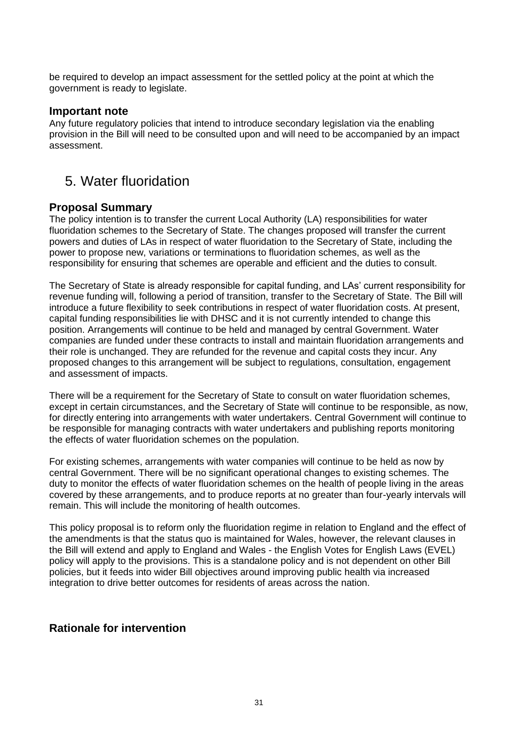be required to develop an impact assessment for the settled policy at the point at which the government is ready to legislate.

### Important note

Any future regulatory policies that intend to introduce secondary legislation via the enabling provision in the Bill will need to be consulted upon and will need to be accompanied by an impact assessment.

## 5. Water fluoridation

### Proposal Summary

The policy intention is to transfer the current Local Authority (LA) responsibilities for water fluoridation schemes to the Secretary of State. The changes proposed will transfer the current powers and duties of LAs in respect of water fluoridation to the Secretary of State, including the power to propose new, variations or terminations to fluoridation schemes, as well as the responsibility for ensuring that schemes are operable and efficient and the duties to consult.

The Secretary of State is already responsible for capital funding, and LAs' current responsibility for revenue funding will, following a period of transition, transfer to the Secretary of State. The Bill will introduce a future flexibility to seek contributions in respect of water fluoridation costs. At present, capital funding responsibilities lie with DHSC and it is not currently intended to change this position. Arrangements will continue to be held and managed by central Government. Water companies are funded under these contracts to install and maintain fluoridation arrangements and their role is unchanged. They are refunded for the revenue and capital costs they incur. Any proposed changes to this arrangement will be subject to regulations, consultation, engagement and assessment of impacts.

There will be a requirement for the Secretary of State to consult on water fluoridation schemes, except in certain circumstances, and the Secretary of State will continue to be responsible, as now, for directly entering into arrangements with water undertakers. Central Government will continue to be responsible for managing contracts with water undertakers and publishing reports monitoring the effects of water fluoridation schemes on the population.

For existing schemes, arrangements with water companies will continue to be held as now by central Government. There will be no significant operational changes to existing schemes. The duty to monitor the effects of water fluoridation schemes on the health of people living in the areas covered by these arrangements, and to produce reports at no greater than four-yearly intervals will remain. This will include the monitoring of health outcomes.

This policy proposal is to reform only the fluoridation regime in relation to England and the effect of the amendments is that the status quo is maintained for Wales, however, the relevant clauses in the Bill will extend and apply to England and Wales - the English Votes for English Laws (EVEL) policy will apply to the provisions. This is a standalone policy and is not dependent on other Bill policies, but it feeds into wider Bill objectives around improving public health via increased integration to drive better outcomes for residents of areas across the nation.

### Rationale for intervention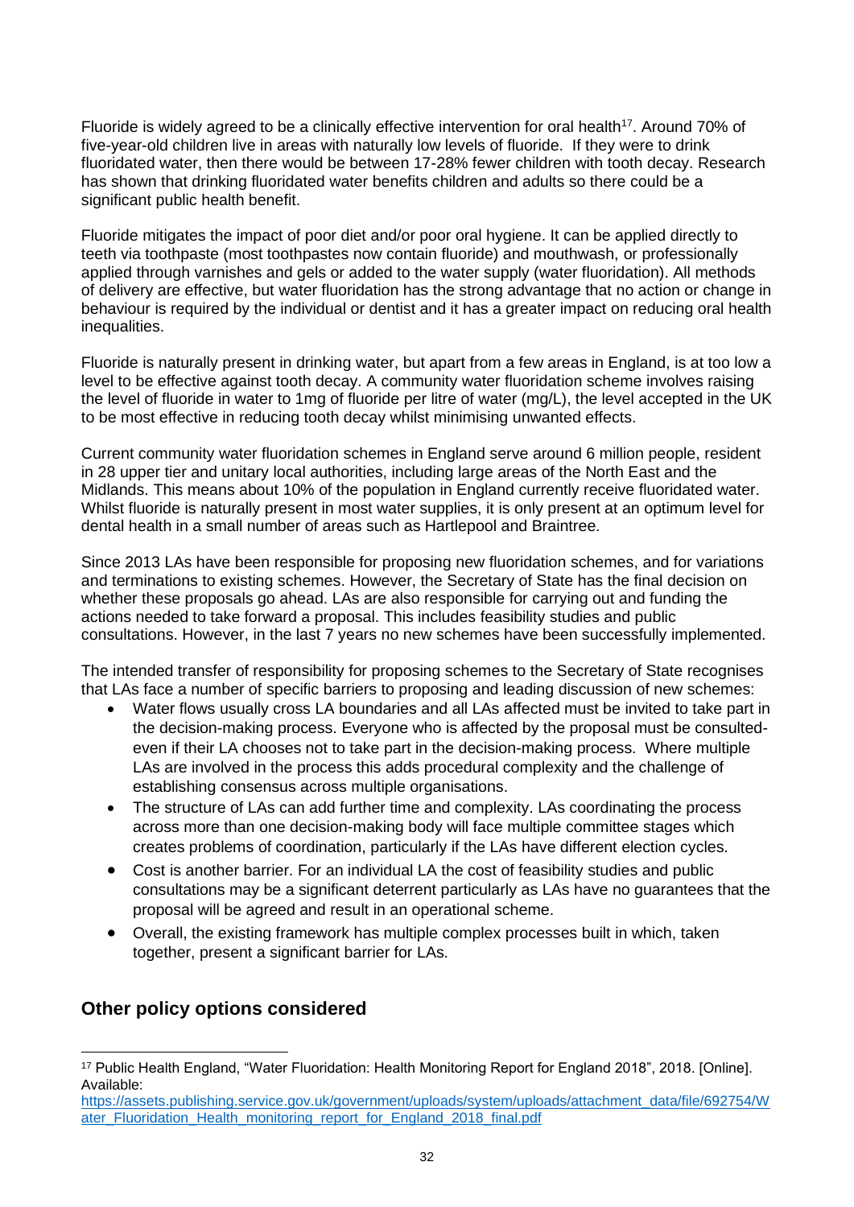Fluoride is widely agreed to be a clinically effective intervention for oral health[17]. Around 70% of five-year-old children live in areas with naturally low levels of fluoride. If they were to drink fluoridated water, then there would be between 17-28% fewer children with tooth decay. Research has shown that drinking fluoridated water benefits children and adults so there could be a significant public health benefit.

Fluoride mitigates the impact of poor diet and/or poor oral hygiene. It can be applied directly to teeth via toothpaste (most toothpastes now contain fluoride) and mouthwash, or professionally applied through varnishes and gels or added to the water supply (water fluoridation). All methods of delivery are effective, but water fluoridation has the strong advantage that no action or change in behaviour is required by the individual or dentist and it has a greater impact on reducing oral health inequalities.

Fluoride is naturally present in drinking water, but apart from a few areas in England, is at too low a level to be effective against tooth decay. A community water fluoridation scheme involves raising the level of fluoride in water to 1mg of fluoride per litre of water (mg/L), the level accepted in the UK to be most effective in reducing tooth decay whilst minimising unwanted effects.

Current community water fluoridation schemes in England serve around 6 million people, resident in 28 upper tier and unitary local authorities, including large areas of the North East and the Midlands. This means about 10% of the population in England currently receive fluoridated water. Whilst fluoride is naturally present in most water supplies, it is only present at an optimum level for dental health in a small number of areas such as Hartlepool and Braintree.

Since 2013 LAs have been responsible for proposing new fluoridation schemes, and for variations and terminations to existing schemes. However, the Secretary of State has the final decision on whether these proposals go ahead. LAs are also responsible for carrying out and funding the actions needed to take forward a proposal. This includes feasibility studies and public consultations. However, in the last 7 years no new schemes have been successfully implemented.

The intended transfer of responsibility for proposing schemes to the Secretary of State recognises that LAs face a number of specific barriers to proposing and leading discussion of new schemes:

- Water flows usually cross LA boundaries and all LAs affected must be invited to take part in the decision-making process. Everyone who is affected by the proposal must be consulted- even if their LA chooses not to take part in the decision-making process. Where multiple LAs are involved in the process this adds procedural complexity and the challenge of establishing consensus across multiple organisations.
- The structure of LAs can add further time and complexity. LAs coordinating the process across more than one decision-making body will face multiple committee stages which creates problems of coordination, particularly if the LAs have different election cycles.
- Cost is another barrier. For an individual LA the cost of feasibility studies and public consultations may be a significant deterrent particularly as LAs have no guarantees that the proposal will be agreed and result in an operational scheme.
- Overall, the existing framework has multiple complex processes built in which, taken together, present a significant barrier for LAs.

## Other policy options considered

[17] Public Health England, "Water Fluoridation: Health Monitoring Report for England 2018", 2018. [Online]. Available: https://assets.publishing.service.gov.uk/government/uploads/system/uploads/attachment_data/file/692754/Water_Fluoridation_Health_monitoring_report_for_England_2018_final.pdf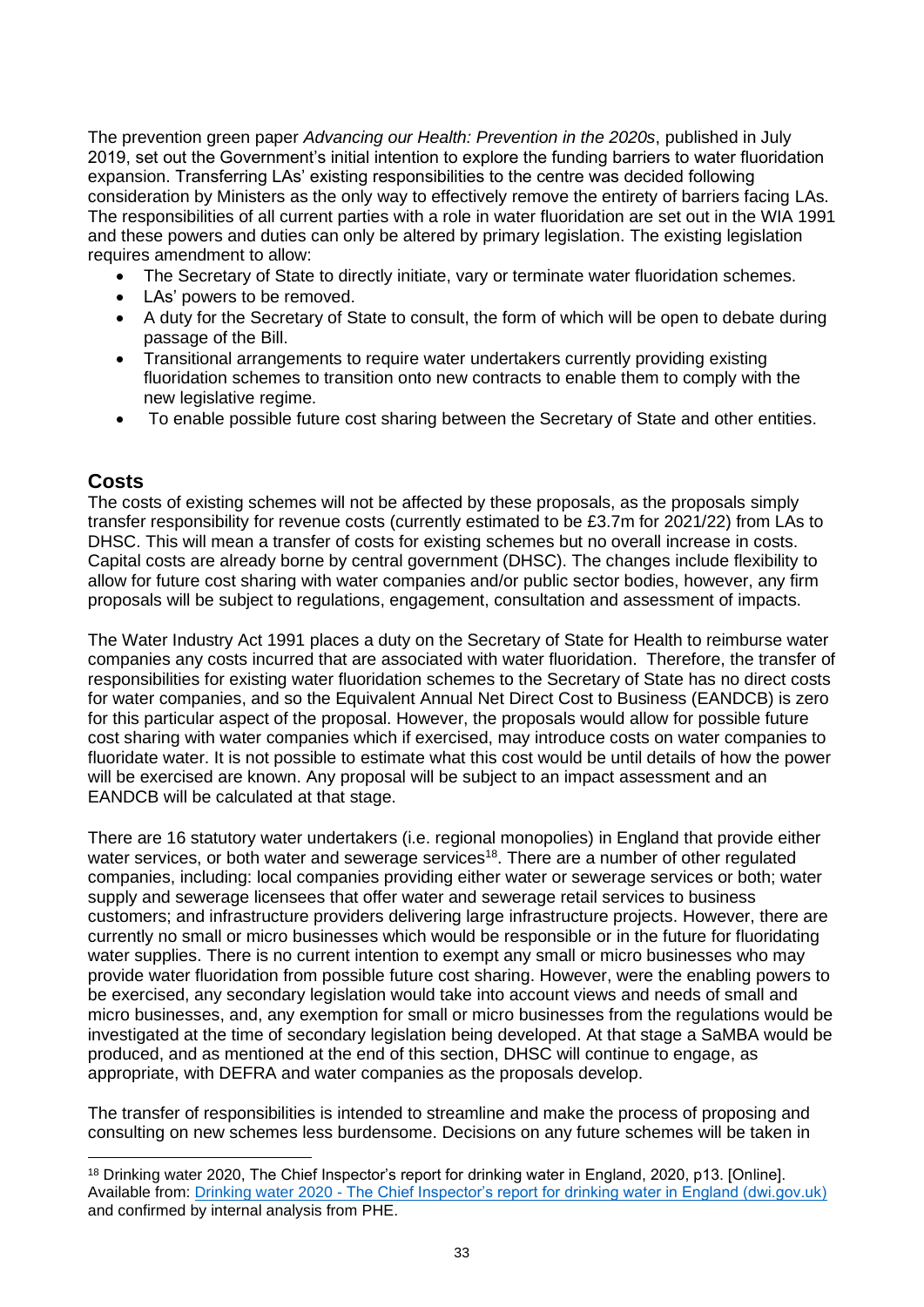The prevention green paper *Advancing our Health: Prevention in the 2020s*, published in July 2019, set out the Government's initial intention to explore the funding barriers to water fluoridation expansion. Transferring LAs' existing responsibilities to the centre was decided following consideration by Ministers as the only way to effectively remove the entirety of barriers facing LAs. The responsibilities of all current parties with a role in water fluoridation are set out in the WIA 1991 and these powers and duties can only be altered by primary legislation. The existing legislation requires amendment to allow:

- The Secretary of State to directly initiate, vary or terminate water fluoridation schemes.
- LAs' powers to be removed.
- A duty for the Secretary of State to consult, the form of which will be open to debate during passage of the Bill.
- Transitional arrangements to require water undertakers currently providing existing fluoridation schemes to transition onto new contracts to enable them to comply with the new legislative regime.
- To enable possible future cost sharing between the Secretary of State and other entities.

## Costs

The costs of existing schemes will not be affected by these proposals, as the proposals simply transfer responsibility for revenue costs (currently estimated to be £3.7m for 2021/22) from LAs to DHSC. This will mean a transfer of costs for existing schemes but no overall increase in costs. Capital costs are already borne by central government (DHSC). The changes include flexibility to allow for future cost sharing with water companies and/or public sector bodies, however, any firm proposals will be subject to regulations, engagement, consultation and assessment of impacts.

The Water Industry Act 1991 places a duty on the Secretary of State for Health to reimburse water companies any costs incurred that are associated with water fluoridation. Therefore, the transfer of responsibilities for existing water fluoridation schemes to the Secretary of State has no direct costs for water companies, and so the Equivalent Annual Net Direct Cost to Business (EANDCB) is zero for this particular aspect of the proposal. However, the proposals would allow for possible future cost sharing with water companies which if exercised, may introduce costs on water companies to fluoridate water. It is not possible to estimate what this cost would be until details of how the power will be exercised are known. Any proposal will be subject to an impact assessment and an EANDCB will be calculated at that stage.

There are 16 statutory water undertakers (i.e. regional monopolies) in England that provide either water services, or both water and sewerage services[18]. There are a number of other regulated companies, including: local companies providing either water or sewerage services or both; water supply and sewerage licensees that offer water and sewerage retail services to business customers; and infrastructure providers delivering large infrastructure projects. However, there are currently no small or micro businesses which would be responsible or in the future for fluoridating water supplies. There is no current intention to exempt any small or micro businesses who may provide water fluoridation from possible future cost sharing. However, were the enabling powers to be exercised, any secondary legislation would take into account views and needs of small and micro businesses, and, any exemption for small or micro businesses from the regulations would be investigated at the time of secondary legislation being developed. At that stage a SaMBA would be produced, and as mentioned at the end of this section, DHSC will continue to engage, as appropriate, with DEFRA and water companies as the proposals develop.

The transfer of responsibilities is intended to streamline and make the process of proposing and consulting on new schemes less burdensome. Decisions on any future schemes will be taken in

---

[18] Drinking water 2020, The Chief Inspector's report for drinking water in England, 2020, p13. [Online]. Available from: Drinking water 2020 - The Chief Inspector's report for drinking water in England (dwi.gov.uk) and confirmed by internal analysis from PHE.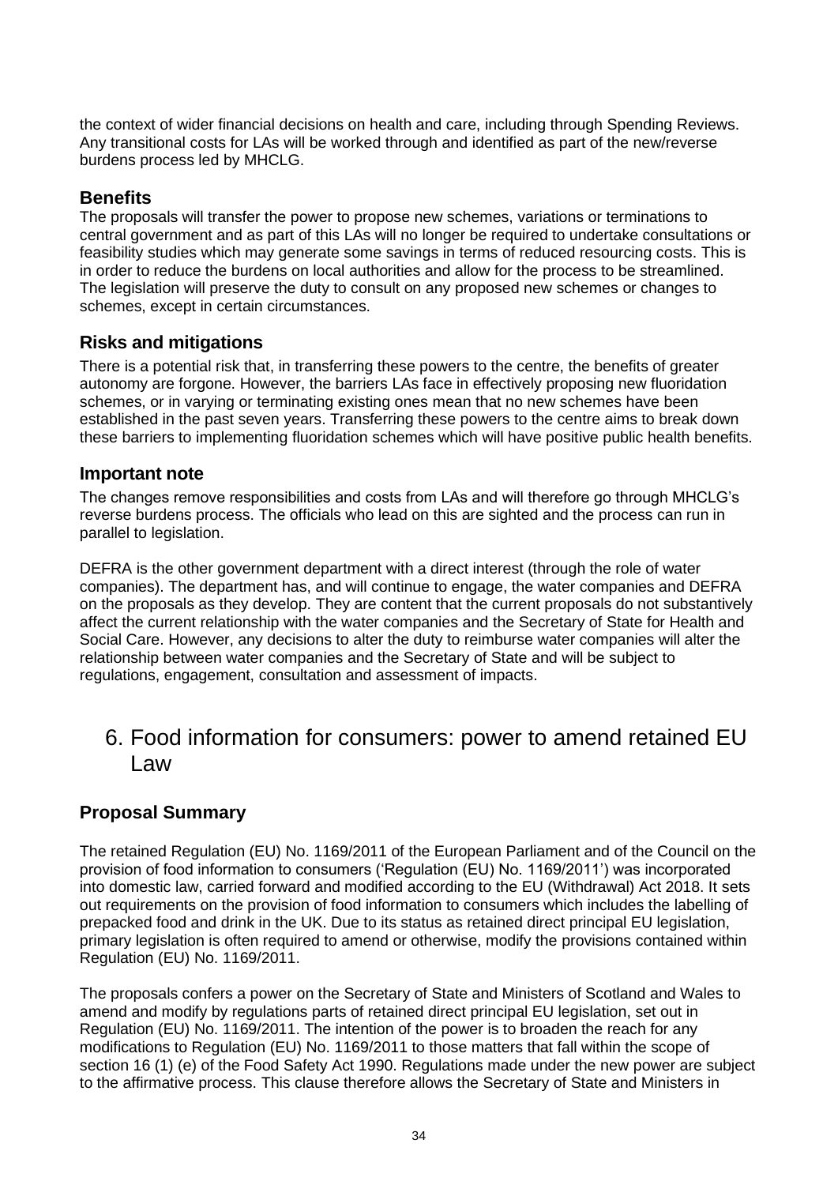the context of wider financial decisions on health and care, including through Spending Reviews. Any transitional costs for LAs will be worked through and identified as part of the new/reverse burdens process led by MHCLG.

### Benefits

The proposals will transfer the power to propose new schemes, variations or terminations to central government and as part of this LAs will no longer be required to undertake consultations or feasibility studies which may generate some savings in terms of reduced resourcing costs. This is in order to reduce the burdens on local authorities and allow for the process to be streamlined. The legislation will preserve the duty to consult on any proposed new schemes or changes to schemes, except in certain circumstances.

### Risks and mitigations

There is a potential risk that, in transferring these powers to the centre, the benefits of greater autonomy are forgone. However, the barriers LAs face in effectively proposing new fluoridation schemes, or in varying or terminating existing ones mean that no new schemes have been established in the past seven years. Transferring these powers to the centre aims to break down these barriers to implementing fluoridation schemes which will have positive public health benefits.

### Important note

The changes remove responsibilities and costs from LAs and will therefore go through MHCLG's reverse burdens process. The officials who lead on this are sighted and the process can run in parallel to legislation.

DEFRA is the other government department with a direct interest (through the role of water companies). The department has, and will continue to engage, the water companies and DEFRA on the proposals as they develop. They are content that the current proposals do not substantively affect the current relationship with the water companies and the Secretary of State for Health and Social Care. However, any decisions to alter the duty to reimburse water companies will alter the relationship between water companies and the Secretary of State and will be subject to regulations, engagement, consultation and assessment of impacts.

## 6. Food information for consumers: power to amend retained EU Law

### Proposal Summary

The retained Regulation (EU) No. 1169/2011 of the European Parliament and of the Council on the provision of food information to consumers ('Regulation (EU) No. 1169/2011') was incorporated into domestic law, carried forward and modified according to the EU (Withdrawal) Act 2018. It sets out requirements on the provision of food information to consumers which includes the labelling of prepacked food and drink in the UK. Due to its status as retained direct principal EU legislation, primary legislation is often required to amend or otherwise, modify the provisions contained within Regulation (EU) No. 1169/2011.

The proposals confers a power on the Secretary of State and Ministers of Scotland and Wales to amend and modify by regulations parts of retained direct principal EU legislation, set out in Regulation (EU) No. 1169/2011. The intention of the power is to broaden the reach for any modifications to Regulation (EU) No. 1169/2011 to those matters that fall within the scope of section 16 (1) (e) of the Food Safety Act 1990. Regulations made under the new power are subject to the affirmative process. This clause therefore allows the Secretary of State and Ministers in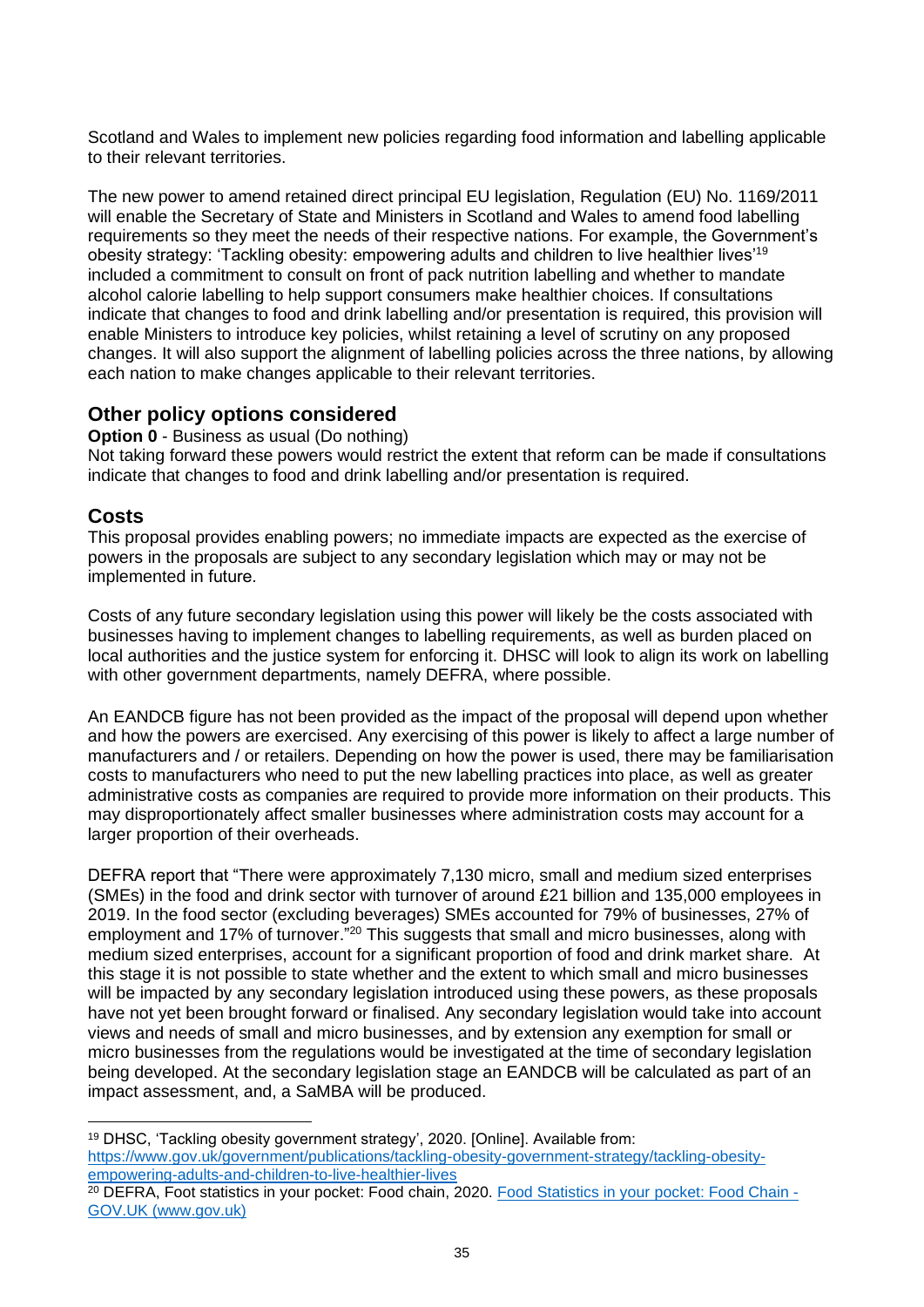Scotland and Wales to implement new policies regarding food information and labelling applicable to their relevant territories.

The new power to amend retained direct principal EU legislation, Regulation (EU) No. 1169/2011 will enable the Secretary of State and Ministers in Scotland and Wales to amend food labelling requirements so they meet the needs of their respective nations. For example, the Government's obesity strategy: 'Tackling obesity: empowering adults and children to live healthier lives'[19] included a commitment to consult on front of pack nutrition labelling and whether to mandate alcohol calorie labelling to help support consumers make healthier choices. If consultations indicate that changes to food and drink labelling and/or presentation is required, this provision will enable Ministers to introduce key policies, whilst retaining a level of scrutiny on any proposed changes. It will also support the alignment of labelling policies across the three nations, by allowing each nation to make changes applicable to their relevant territories.

## Other policy options considered

**Option 0** - Business as usual (Do nothing)
Not taking forward these powers would restrict the extent that reform can be made if consultations indicate that changes to food and drink labelling and/or presentation is required.

## Costs

This proposal provides enabling powers; no immediate impacts are expected as the exercise of powers in the proposals are subject to any secondary legislation which may or may not be implemented in future.

Costs of any future secondary legislation using this power will likely be the costs associated with businesses having to implement changes to labelling requirements, as well as burden placed on local authorities and the justice system for enforcing it. DHSC will look to align its work on labelling with other government departments, namely DEFRA, where possible.

An EANDCB figure has not been provided as the impact of the proposal will depend upon whether and how the powers are exercised. Any exercising of this power is likely to affect a large number of manufacturers and / or retailers. Depending on how the power is used, there may be familiarisation costs to manufacturers who need to put the new labelling practices into place, as well as greater administrative costs as companies are required to provide more information on their products. This may disproportionately affect smaller businesses where administration costs may account for a larger proportion of their overheads.

DEFRA report that "There were approximately 7,130 micro, small and medium sized enterprises (SMEs) in the food and drink sector with turnover of around £21 billion and 135,000 employees in 2019. In the food sector (excluding beverages) SMEs accounted for 79% of businesses, 27% of employment and 17% of turnover."[20] This suggests that small and micro businesses, along with medium sized enterprises, account for a significant proportion of food and drink market share. At this stage it is not possible to state whether and the extent to which small and micro businesses will be impacted by any secondary legislation introduced using these powers, as these proposals have not yet been brought forward or finalised. Any secondary legislation would take into account views and needs of small and micro businesses, and by extension any exemption for small or micro businesses from the regulations would be investigated at the time of secondary legislation being developed. At the secondary legislation stage an EANDCB will be calculated as part of an impact assessment, and, a SaMBA will be produced.

---

[19] DHSC, 'Tackling obesity government strategy', 2020. [Online]. Available from: https://www.gov.uk/government/publications/tackling-obesity-government-strategy/tackling-obesity-empowering-adults-and-children-to-live-healthier-lives

[20] DEFRA, Foot statistics in your pocket: Food chain, 2020. Food Statistics in your pocket: Food Chain - GOV.UK (www.gov.uk)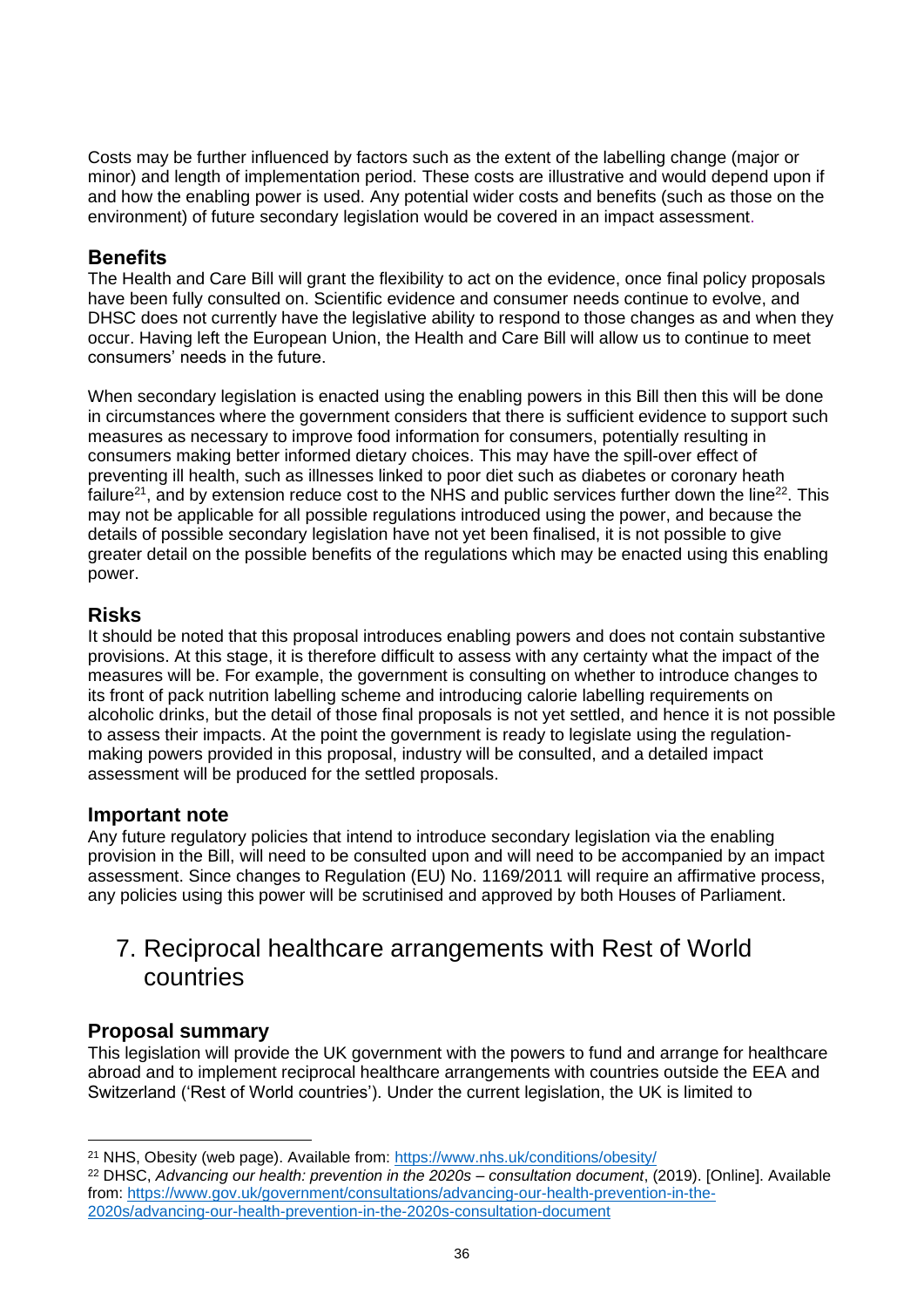Costs may be further influenced by factors such as the extent of the labelling change (major or minor) and length of implementation period. These costs are illustrative and would depend upon if and how the enabling power is used. Any potential wider costs and benefits (such as those on the environment) of future secondary legislation would be covered in an impact assessment.

### Benefits

The Health and Care Bill will grant the flexibility to act on the evidence, once final policy proposals have been fully consulted on. Scientific evidence and consumer needs continue to evolve, and DHSC does not currently have the legislative ability to respond to those changes as and when they occur. Having left the European Union, the Health and Care Bill will allow us to continue to meet consumers' needs in the future.

When secondary legislation is enacted using the enabling powers in this Bill then this will be done in circumstances where the government considers that there is sufficient evidence to support such measures as necessary to improve food information for consumers, potentially resulting in consumers making better informed dietary choices. This may have the spill-over effect of preventing ill health, such as illnesses linked to poor diet such as diabetes or coronary heath failure[21], and by extension reduce cost to the NHS and public services further down the line[22]. This may not be applicable for all possible regulations introduced using the power, and because the details of possible secondary legislation have not yet been finalised, it is not possible to give greater detail on the possible benefits of the regulations which may be enacted using this enabling power.

### Risks

It should be noted that this proposal introduces enabling powers and does not contain substantive provisions. At this stage, it is therefore difficult to assess with any certainty what the impact of the measures will be. For example, the government is consulting on whether to introduce changes to its front of pack nutrition labelling scheme and introducing calorie labelling requirements on alcoholic drinks, but the detail of those final proposals is not yet settled, and hence it is not possible to assess their impacts. At the point the government is ready to legislate using the regulation-making powers provided in this proposal, industry will be consulted, and a detailed impact assessment will be produced for the settled proposals.

### Important note

Any future regulatory policies that intend to introduce secondary legislation via the enabling provision in the Bill, will need to be consulted upon and will need to be accompanied by an impact assessment. Since changes to Regulation (EU) No. 1169/2011 will require an affirmative process, any policies using this power will be scrutinised and approved by both Houses of Parliament.

## 7. Reciprocal healthcare arrangements with Rest of World countries

### Proposal summary

This legislation will provide the UK government with the powers to fund and arrange for healthcare abroad and to implement reciprocal healthcare arrangements with countries outside the EEA and Switzerland ('Rest of World countries'). Under the current legislation, the UK is limited to

---

[21] NHS, Obesity (web page). Available from: https://www.nhs.uk/conditions/obesity/

[22] DHSC, *Advancing our health: prevention in the 2020s – consultation document*, (2019). [Online]. Available from: https://www.gov.uk/government/consultations/advancing-our-health-prevention-in-the-2020s/advancing-our-health-prevention-in-the-2020s-consultation-document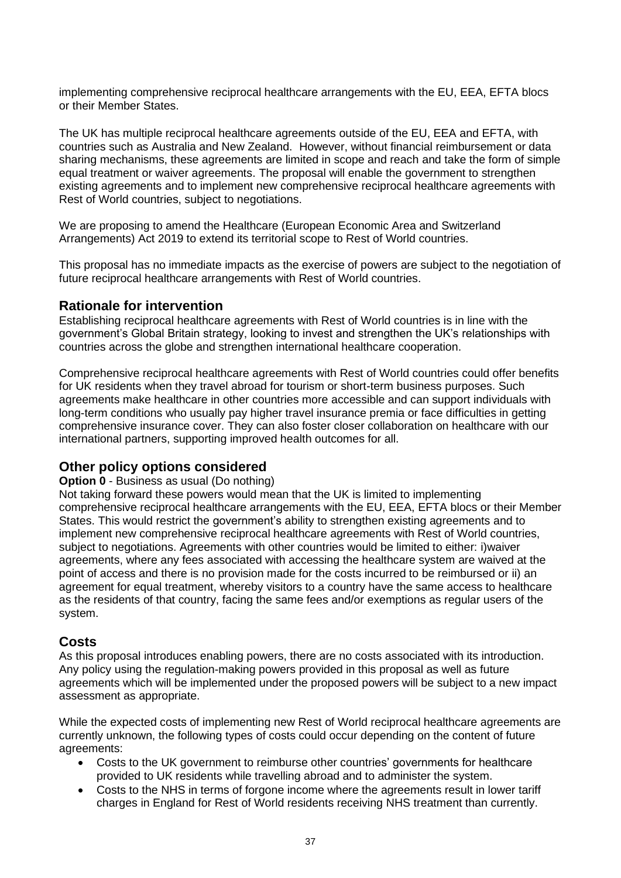implementing comprehensive reciprocal healthcare arrangements with the EU, EEA, EFTA blocs or their Member States.

The UK has multiple reciprocal healthcare agreements outside of the EU, EEA and EFTA, with countries such as Australia and New Zealand. However, without financial reimbursement or data sharing mechanisms, these agreements are limited in scope and reach and take the form of simple equal treatment or waiver agreements. The proposal will enable the government to strengthen existing agreements and to implement new comprehensive reciprocal healthcare agreements with Rest of World countries, subject to negotiations.

We are proposing to amend the Healthcare (European Economic Area and Switzerland Arrangements) Act 2019 to extend its territorial scope to Rest of World countries.

This proposal has no immediate impacts as the exercise of powers are subject to the negotiation of future reciprocal healthcare arrangements with Rest of World countries.

## Rationale for intervention

Establishing reciprocal healthcare agreements with Rest of World countries is in line with the government's Global Britain strategy, looking to invest and strengthen the UK's relationships with countries across the globe and strengthen international healthcare cooperation.

Comprehensive reciprocal healthcare agreements with Rest of World countries could offer benefits for UK residents when they travel abroad for tourism or short-term business purposes. Such agreements make healthcare in other countries more accessible and can support individuals with long-term conditions who usually pay higher travel insurance premia or face difficulties in getting comprehensive insurance cover. They can also foster closer collaboration on healthcare with our international partners, supporting improved health outcomes for all.

## Other policy options considered

**Option 0** - Business as usual (Do nothing)

Not taking forward these powers would mean that the UK is limited to implementing comprehensive reciprocal healthcare arrangements with the EU, EEA, EFTA blocs or their Member States. This would restrict the government's ability to strengthen existing agreements and to implement new comprehensive reciprocal healthcare agreements with Rest of World countries, subject to negotiations. Agreements with other countries would be limited to either: i)waiver agreements, where any fees associated with accessing the healthcare system are waived at the point of access and there is no provision made for the costs incurred to be reimbursed or ii) an agreement for equal treatment, whereby visitors to a country have the same access to healthcare as the residents of that country, facing the same fees and/or exemptions as regular users of the system.

## Costs

As this proposal introduces enabling powers, there are no costs associated with its introduction. Any policy using the regulation-making powers provided in this proposal as well as future agreements which will be implemented under the proposed powers will be subject to a new impact assessment as appropriate.

While the expected costs of implementing new Rest of World reciprocal healthcare agreements are currently unknown, the following types of costs could occur depending on the content of future agreements:

- Costs to the UK government to reimburse other countries' governments for healthcare provided to UK residents while travelling abroad and to administer the system.
- Costs to the NHS in terms of forgone income where the agreements result in lower tariff charges in England for Rest of World residents receiving NHS treatment than currently.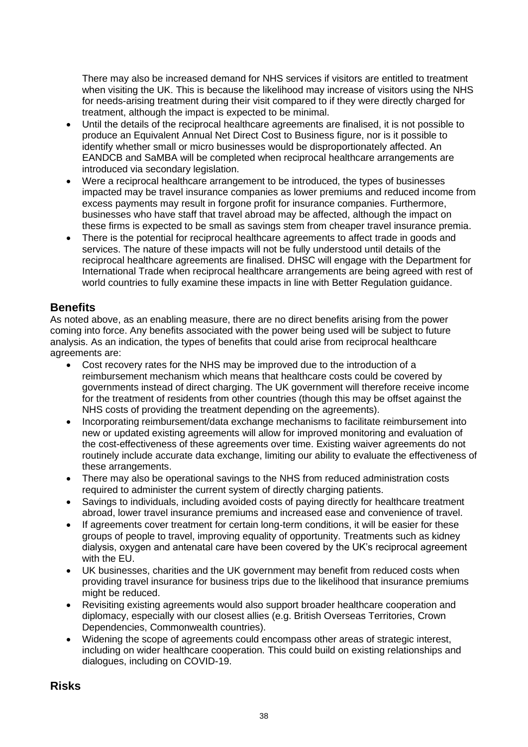There may also be increased demand for NHS services if visitors are entitled to treatment when visiting the UK. This is because the likelihood may increase of visitors using the NHS for needs-arising treatment during their visit compared to if they were directly charged for treatment, although the impact is expected to be minimal.

- Until the details of the reciprocal healthcare agreements are finalised, it is not possible to produce an Equivalent Annual Net Direct Cost to Business figure, nor is it possible to identify whether small or micro businesses would be disproportionately affected. An EANDCB and SaMBA will be completed when reciprocal healthcare arrangements are introduced via secondary legislation.
- Were a reciprocal healthcare arrangement to be introduced, the types of businesses impacted may be travel insurance companies as lower premiums and reduced income from excess payments may result in forgone profit for insurance companies. Furthermore, businesses who have staff that travel abroad may be affected, although the impact on these firms is expected to be small as savings stem from cheaper travel insurance premia.
- There is the potential for reciprocal healthcare agreements to affect trade in goods and services. The nature of these impacts will not be fully understood until details of the reciprocal healthcare agreements are finalised. DHSC will engage with the Department for International Trade when reciprocal healthcare arrangements are being agreed with rest of world countries to fully examine these impacts in line with Better Regulation guidance.

## Benefits

As noted above, as an enabling measure, there are no direct benefits arising from the power coming into force. Any benefits associated with the power being used will be subject to future analysis. As an indication, the types of benefits that could arise from reciprocal healthcare agreements are:

- Cost recovery rates for the NHS may be improved due to the introduction of a reimbursement mechanism which means that healthcare costs could be covered by governments instead of direct charging. The UK government will therefore receive income for the treatment of residents from other countries (though this may be offset against the NHS costs of providing the treatment depending on the agreements).
- Incorporating reimbursement/data exchange mechanisms to facilitate reimbursement into new or updated existing agreements will allow for improved monitoring and evaluation of the cost-effectiveness of these agreements over time. Existing waiver agreements do not routinely include accurate data exchange, limiting our ability to evaluate the effectiveness of these arrangements.
- There may also be operational savings to the NHS from reduced administration costs required to administer the current system of directly charging patients.
- Savings to individuals, including avoided costs of paying directly for healthcare treatment abroad, lower travel insurance premiums and increased ease and convenience of travel.
- If agreements cover treatment for certain long-term conditions, it will be easier for these groups of people to travel, improving equality of opportunity. Treatments such as kidney dialysis, oxygen and antenatal care have been covered by the UK's reciprocal agreement with the EU.
- UK businesses, charities and the UK government may benefit from reduced costs when providing travel insurance for business trips due to the likelihood that insurance premiums might be reduced.
- Revisiting existing agreements would also support broader healthcare cooperation and diplomacy, especially with our closest allies (e.g. British Overseas Territories, Crown Dependencies, Commonwealth countries).
- Widening the scope of agreements could encompass other areas of strategic interest, including on wider healthcare cooperation. This could build on existing relationships and dialogues, including on COVID-19.

## Risks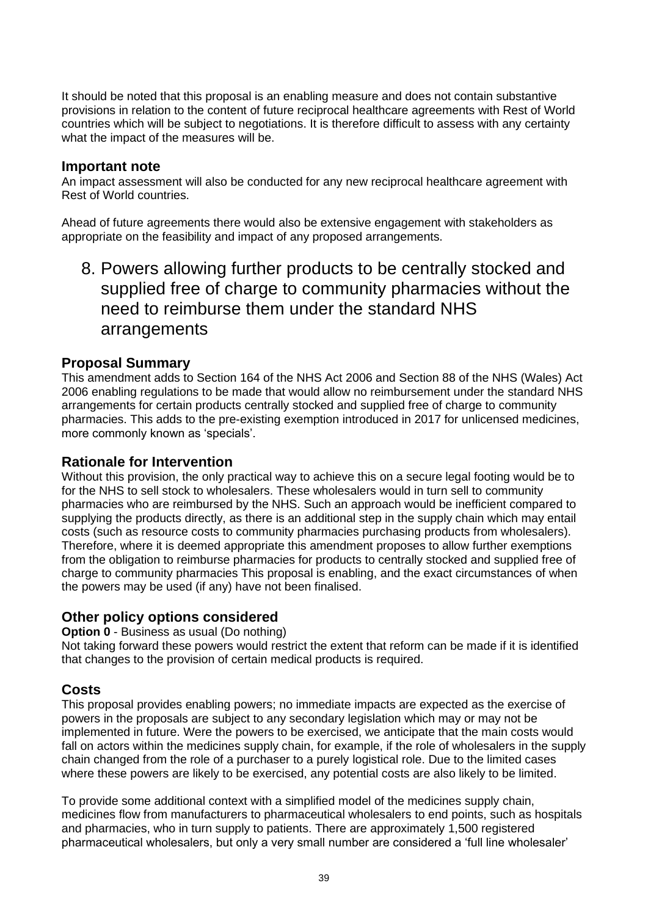It should be noted that this proposal is an enabling measure and does not contain substantive provisions in relation to the content of future reciprocal healthcare agreements with Rest of World countries which will be subject to negotiations. It is therefore difficult to assess with any certainty what the impact of the measures will be.

### Important note

An impact assessment will also be conducted for any new reciprocal healthcare agreement with Rest of World countries.

Ahead of future agreements there would also be extensive engagement with stakeholders as appropriate on the feasibility and impact of any proposed arrangements.

## 8. Powers allowing further products to be centrally stocked and supplied free of charge to community pharmacies without the need to reimburse them under the standard NHS arrangements

### Proposal Summary

This amendment adds to Section 164 of the NHS Act 2006 and Section 88 of the NHS (Wales) Act 2006 enabling regulations to be made that would allow no reimbursement under the standard NHS arrangements for certain products centrally stocked and supplied free of charge to community pharmacies. This adds to the pre-existing exemption introduced in 2017 for unlicensed medicines, more commonly known as 'specials'.

### Rationale for Intervention

Without this provision, the only practical way to achieve this on a secure legal footing would be to for the NHS to sell stock to wholesalers. These wholesalers would in turn sell to community pharmacies who are reimbursed by the NHS. Such an approach would be inefficient compared to supplying the products directly, as there is an additional step in the supply chain which may entail costs (such as resource costs to community pharmacies purchasing products from wholesalers). Therefore, where it is deemed appropriate this amendment proposes to allow further exemptions from the obligation to reimburse pharmacies for products to centrally stocked and supplied free of charge to community pharmacies This proposal is enabling, and the exact circumstances of when the powers may be used (if any) have not been finalised.

### Other policy options considered

**Option 0** - Business as usual (Do nothing)
Not taking forward these powers would restrict the extent that reform can be made if it is identified that changes to the provision of certain medical products is required.

### Costs

This proposal provides enabling powers; no immediate impacts are expected as the exercise of powers in the proposals are subject to any secondary legislation which may or may not be implemented in future. Were the powers to be exercised, we anticipate that the main costs would fall on actors within the medicines supply chain, for example, if the role of wholesalers in the supply chain changed from the role of a purchaser to a purely logistical role. Due to the limited cases where these powers are likely to be exercised, any potential costs are also likely to be limited.

To provide some additional context with a simplified model of the medicines supply chain, medicines flow from manufacturers to pharmaceutical wholesalers to end points, such as hospitals and pharmacies, who in turn supply to patients. There are approximately 1,500 registered pharmaceutical wholesalers, but only a very small number are considered a 'full line wholesaler'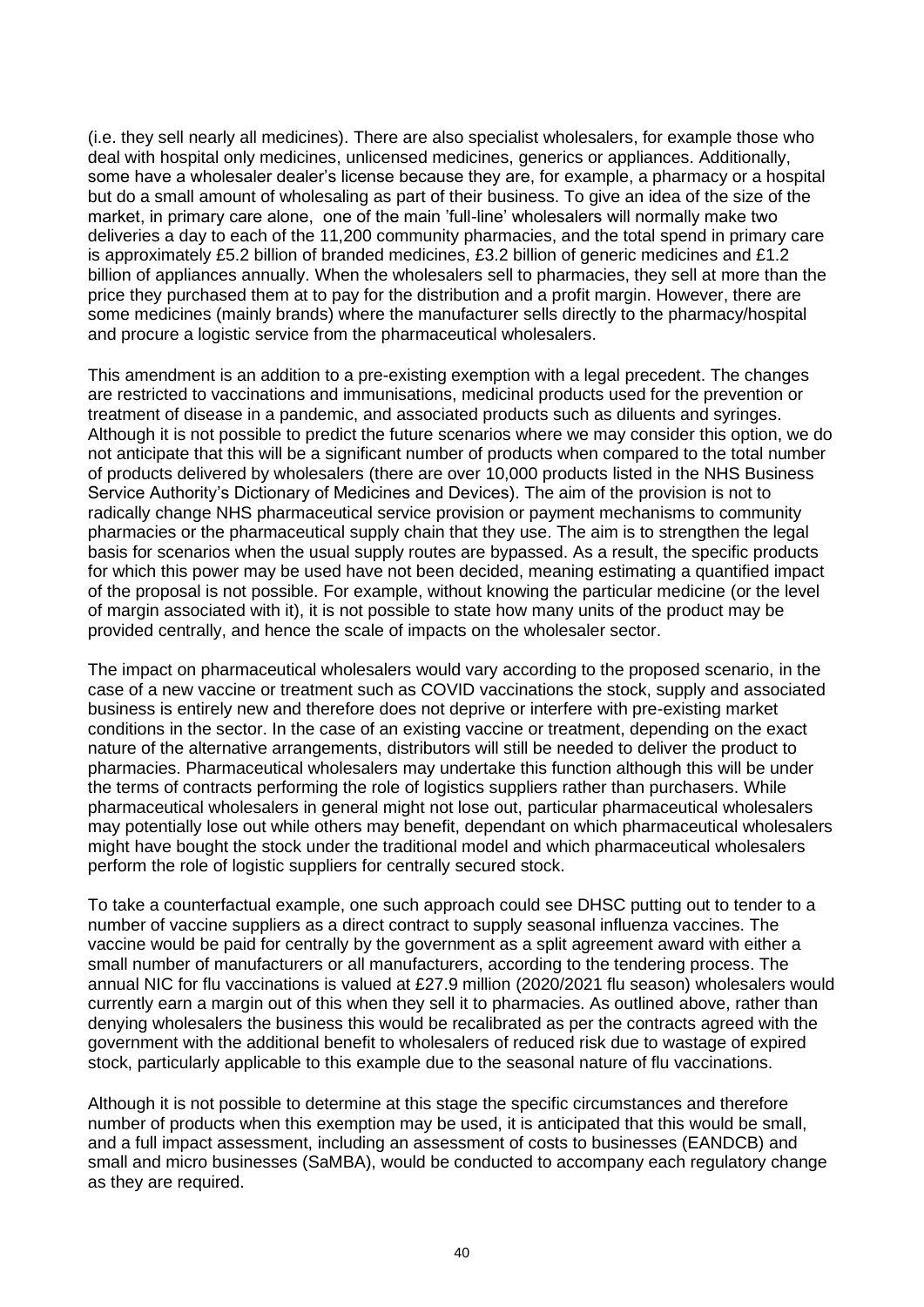(i.e. they sell nearly all medicines). There are also specialist wholesalers, for example those who deal with hospital only medicines, unlicensed medicines, generics or appliances. Additionally, some have a wholesaler dealer's license because they are, for example, a pharmacy or a hospital but do a small amount of wholesaling as part of their business. To give an idea of the size of the market, in primary care alone, one of the main 'full-line' wholesalers will normally make two deliveries a day to each of the 11,200 community pharmacies, and the total spend in primary care is approximately £5.2 billion of branded medicines, £3.2 billion of generic medicines and £1.2 billion of appliances annually. When the wholesalers sell to pharmacies, they sell at more than the price they purchased them at to pay for the distribution and a profit margin. However, there are some medicines (mainly brands) where the manufacturer sells directly to the pharmacy/hospital and procure a logistic service from the pharmaceutical wholesalers.

This amendment is an addition to a pre-existing exemption with a legal precedent. The changes are restricted to vaccinations and immunisations, medicinal products used for the prevention or treatment of disease in a pandemic, and associated products such as diluents and syringes. Although it is not possible to predict the future scenarios where we may consider this option, we do not anticipate that this will be a significant number of products when compared to the total number of products delivered by wholesalers (there are over 10,000 products listed in the NHS Business Service Authority's Dictionary of Medicines and Devices). The aim of the provision is not to radically change NHS pharmaceutical service provision or payment mechanisms to community pharmacies or the pharmaceutical supply chain that they use. The aim is to strengthen the legal basis for scenarios when the usual supply routes are bypassed. As a result, the specific products for which this power may be used have not been decided, meaning estimating a quantified impact of the proposal is not possible. For example, without knowing the particular medicine (or the level of margin associated with it), it is not possible to state how many units of the product may be provided centrally, and hence the scale of impacts on the wholesaler sector.

The impact on pharmaceutical wholesalers would vary according to the proposed scenario, in the case of a new vaccine or treatment such as COVID vaccinations the stock, supply and associated business is entirely new and therefore does not deprive or interfere with pre-existing market conditions in the sector. In the case of an existing vaccine or treatment, depending on the exact nature of the alternative arrangements, distributors will still be needed to deliver the product to pharmacies. Pharmaceutical wholesalers may undertake this function although this will be under the terms of contracts performing the role of logistics suppliers rather than purchasers. While pharmaceutical wholesalers in general might not lose out, particular pharmaceutical wholesalers may potentially lose out while others may benefit, dependant on which pharmaceutical wholesalers might have bought the stock under the traditional model and which pharmaceutical wholesalers perform the role of logistic suppliers for centrally secured stock.

To take a counterfactual example, one such approach could see DHSC putting out to tender to a number of vaccine suppliers as a direct contract to supply seasonal influenza vaccines. The vaccine would be paid for centrally by the government as a split agreement award with either a small number of manufacturers or all manufacturers, according to the tendering process. The annual NIC for flu vaccinations is valued at £27.9 million (2020/2021 flu season) wholesalers would currently earn a margin out of this when they sell it to pharmacies. As outlined above, rather than denying wholesalers the business this would be recalibrated as per the contracts agreed with the government with the additional benefit to wholesalers of reduced risk due to wastage of expired stock, particularly applicable to this example due to the seasonal nature of flu vaccinations.

Although it is not possible to determine at this stage the specific circumstances and therefore number of products when this exemption may be used, it is anticipated that this would be small, and a full impact assessment, including an assessment of costs to businesses (EANDCB) and small and micro businesses (SaMBA), would be conducted to accompany each regulatory change as they are required.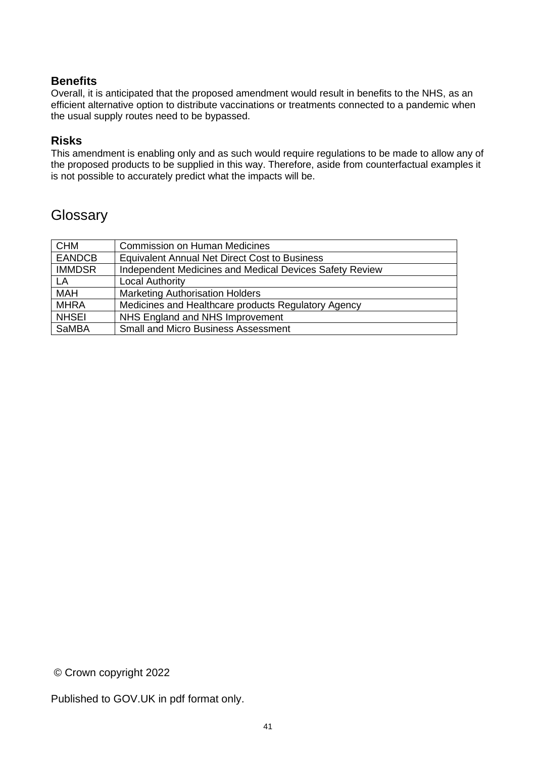### Benefits

Overall, it is anticipated that the proposed amendment would result in benefits to the NHS, as an efficient alternative option to distribute vaccinations or treatments connected to a pandemic when the usual supply routes need to be bypassed.

### Risks

This amendment is enabling only and as such would require regulations to be made to allow any of the proposed products to be supplied in this way. Therefore, aside from counterfactual examples it is not possible to accurately predict what the impacts will be.

## Glossary

| | |
|---|---|
| CHM | Commission on Human Medicines |
| EANDCB | Equivalent Annual Net Direct Cost to Business |
| IMMDSR | Independent Medicines and Medical Devices Safety Review |
| LA | Local Authority |
| MAH | Marketing Authorisation Holders |
| MHRA | Medicines and Healthcare products Regulatory Agency |
| NHSEI | NHS England and NHS Improvement |
| SaMBA | Small and Micro Business Assessment |

© Crown copyright 2022

Published to GOV.UK in pdf format only.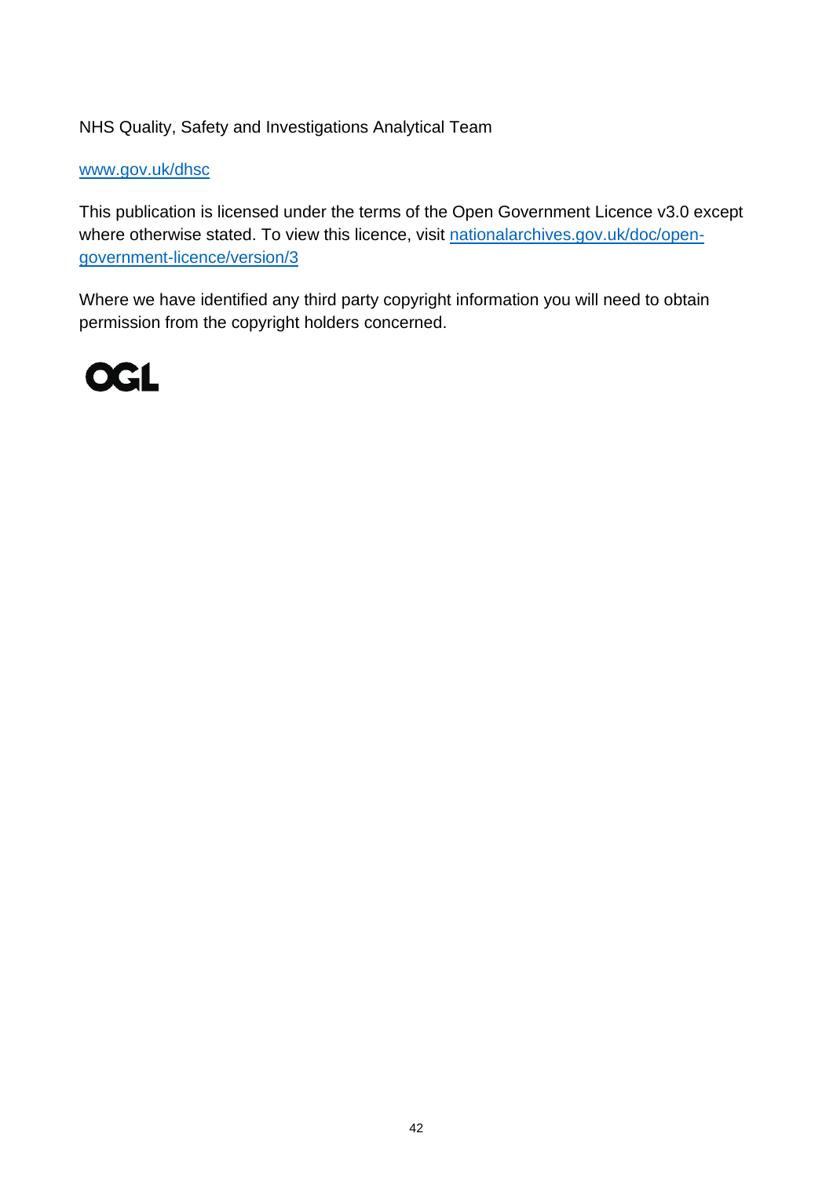NHS Quality, Safety and Investigations Analytical Team

[www.gov.uk/dhsc](http://www.gov.uk/dhsc)

This publication is licensed under the terms of the Open Government Licence v3.0 except where otherwise stated. To view this licence, visit [nationalarchives.gov.uk/doc/open-government-licence/version/3](http://nationalarchives.gov.uk/doc/open-government-licence/version/3)

Where we have identified any third party copyright information you will need to obtain permission from the copyright holders concerned.

OGL